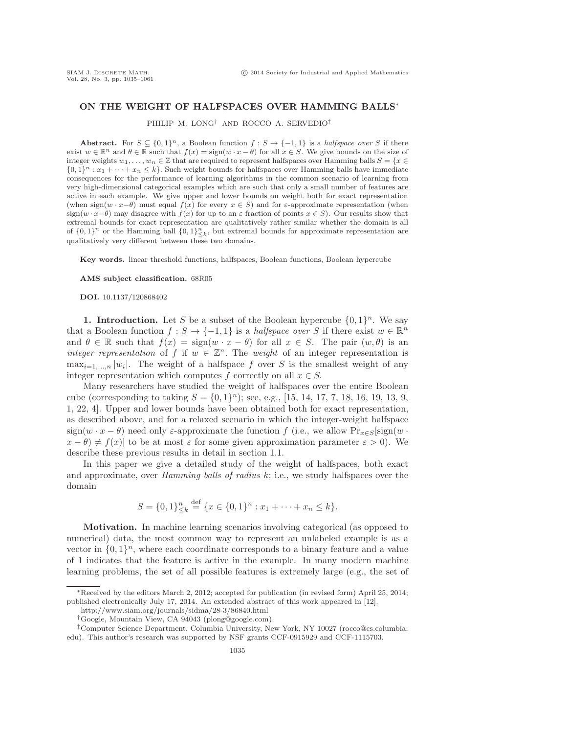# ON THE WEIGHT OF HALFSPACES OVER HAMMING BALLS*

PHILIP M. LONG† AND ROCCO A. SERVEDIO‡

**Abstract.** For $S \subseteq \{0,1\}^n$, a Boolean function $f : S \to \{-1,1\}$ is a *halfspace over S* if there exist $w \in \mathbb{R}^n$ and $\theta \in \mathbb{R}$ such that $f(x) = \text{sign}(w \cdot x - \theta)$ for all $x \in S$. We give bounds on the size of integer weights $w_1, \ldots, w_n \in \mathbb{Z}$ that are required to represent halfspaces over Hamming balls $S = \{x \in \{0,1\}^n : x_1 + \cdots + x_n \leq k\}$. Such weight bounds for halfspaces over Hamming balls have immediate consequences for the performance of learning algorithms in the common scenario of learning from very high-dimensional categorical examples which are such that only a small number of features are active in each example. We give upper and lower bounds on weight both for exact representation (when $\text{sign}(w \cdot x - \theta)$ must equal $f(x)$ for every $x \in S$) and for $\varepsilon$-approximate representation (when $\text{sign}(w \cdot x - \theta)$ may disagree with $f(x)$ for up to an $\varepsilon$ fraction of points $x \in S$). Our results show that extremal bounds for exact representation are qualitatively rather similar whether the domain is all of $\{0,1\}^n$ or the Hamming ball $\{0,1\}^n_{\leq k}$, but extremal bounds for approximate representation are qualitatively very different between these two domains.

**Key words.** linear threshold functions, halfspaces, Boolean functions, Boolean hypercube

**AMS subject classification.** 68R05

**DOI.** 10.1137/120868402

## 1. Introduction.

Let $S$ be a subset of the Boolean hypercube $\{0,1\}^n$. We say that a Boolean function $f : S \to \{-1,1\}$ is a *halfspace over S* if there exist $w \in \mathbb{R}^n$ and $\theta \in \mathbb{R}$ such that $f(x) = \text{sign}(w \cdot x - \theta)$ for all $x \in S$. The pair $(w, \theta)$ is an *integer representation* of $f$ if $w \in \mathbb{Z}^n$. The *weight* of an integer representation is $\max_{i=1,\ldots,n} |w_i|$. The weight of a halfspace $f$ over $S$ is the smallest weight of any integer representation which computes $f$ correctly on all $x \in S$.

Many researchers have studied the weight of halfspaces over the entire Boolean cube (corresponding to taking $S = \{0,1\}^n$); see, e.g., [15, 14, 17, 7, 18, 16, 19, 13, 9, 1, 22, 4]. Upper and lower bounds have been obtained both for exact representation, as described above, and for a relaxed scenario in which the integer-weight halfspace $\text{sign}(w \cdot x - \theta)$ need only $\varepsilon$-approximate the function $f$ (i.e., we allow $\Pr_{x \in S}[\text{sign}(w \cdot x - \theta) \neq f(x)]$ to be at most $\varepsilon$ for some given approximation parameter $\varepsilon > 0$). We describe these previous results in detail in section 1.1.

In this paper we give a detailed study of the weight of halfspaces, both exact and approximate, over *Hamming balls of radius k*; i.e., we study halfspaces over the domain

$$S = \{0,1\}^n_{\leq k} \stackrel{\text{def}}{=} \{x \in \{0,1\}^n : x_1 + \cdots + x_n \leq k\}.$$

**Motivation.** In machine learning scenarios involving categorical (as opposed to numerical) data, the most common way to represent an unlabeled example is as a vector in $\{0,1\}^n$, where each coordinate corresponds to a binary feature and a value of 1 indicates that the feature is active in the example. In many modern machine learning problems, the set of all possible features is extremely large (e.g., the set of

---

*Received by the editors March 2, 2012; accepted for publication (in revised form) April 25, 2014; published electronically July 17, 2014. An extended abstract of this work appeared in [12].

http://www.siam.org/journals/sidma/28-3/86840.html

†Google, Mountain View, CA 94043 (plong@google.com).

‡Computer Science Department, Columbia University, New York, NY 10027 (rocco@cs.columbia.edu). This author's research was supported by NSF grants CCF-0915929 and CCF-1115703.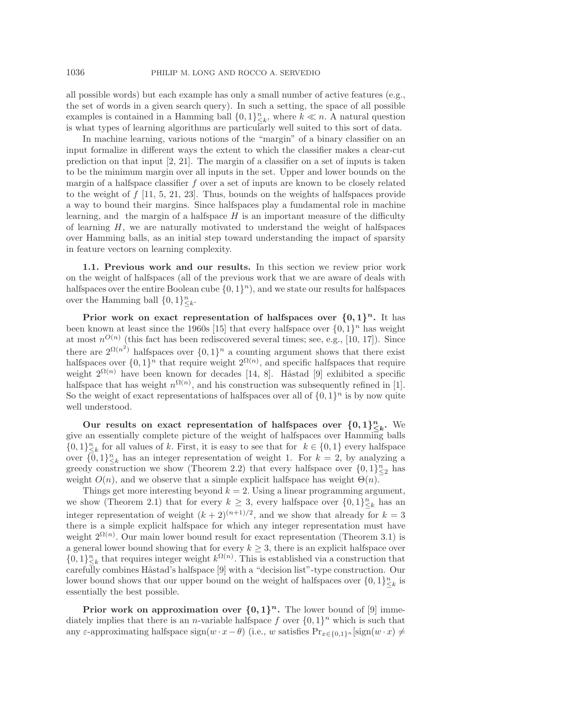all possible words) but each example has only a small number of active features (e.g., the set of words in a given search query). In such a setting, the space of all possible examples is contained in a Hamming ball $\{0,1\}^n_{\leq k}$, where $k \ll n$. A natural question is what types of learning algorithms are particularly well suited to this sort of data.

In machine learning, various notions of the "margin" of a binary classifier on an input formalize in different ways the extent to which the classifier makes a clear-cut prediction on that input [2, 21]. The margin of a classifier on a set of inputs is taken to be the minimum margin over all inputs in the set. Upper and lower bounds on the margin of a halfspace classifier $f$ over a set of inputs are known to be closely related to the weight of $f$ [11, 5, 21, 23]. Thus, bounds on the weights of halfspaces provide a way to bound their margins. Since halfspaces play a fundamental role in machine learning, and the margin of a halfspace $H$ is an important measure of the difficulty of learning $H$, we are naturally motivated to understand the weight of halfspaces over Hamming balls, as an initial step toward understanding the impact of sparsity in feature vectors on learning complexity.

**1.1. Previous work and our results.** In this section we review prior work on the weight of halfspaces (all of the previous work that we are aware of deals with halfspaces over the entire Boolean cube $\{0,1\}^n$), and we state our results for halfspaces over the Hamming ball $\{0,1\}^n_{\leq k}$.

**Prior work on exact representation of halfspaces over $\{0,1\}^n$.** It has been known at least since the 1960s [15] that every halfspace over $\{0,1\}^n$ has weight at most $n^{O(n)}$ (this fact has been rediscovered several times; see, e.g., [10, 17]). Since there are $2^{\Omega(n^2)}$ halfspaces over $\{0,1\}^n$ a counting argument shows that there exist halfspaces over $\{0,1\}^n$ that require weight $2^{\Omega(n)}$, and specific halfspaces that require weight $2^{\Omega(n)}$ have been known for decades [14, 8]. Håstad [9] exhibited a specific halfspace that has weight $n^{\Omega(n)}$, and his construction was subsequently refined in [1]. So the weight of exact representations of halfspaces over all of $\{0,1\}^n$ is by now quite well understood.

**Our results on exact representation of halfspaces over $\{0,1\}^n_{\leq k}$.** We give an essentially complete picture of the weight of halfspaces over Hamming balls $\{0,1\}^n_{\leq k}$ for all values of $k$. First, it is easy to see that for $k \in \{0,1\}$ every halfspace over $\{0,1\}^n_{\leq k}$ has an integer representation of weight 1. For $k = 2$, by analyzing a greedy construction we show (Theorem 2.2) that every halfspace over $\{0,1\}^n_{\leq 2}$ has weight $O(n)$, and we observe that a simple explicit halfspace has weight $\Theta(n)$.

Things get more interesting beyond $k = 2$. Using a linear programming argument, we show (Theorem 2.1) that for every $k \geq 3$, every halfspace over $\{0,1\}^n_{\leq k}$ has an integer representation of weight $(k+2)^{(n+1)/2}$, and we show that already for $k = 3$ there is a simple explicit halfspace for which any integer representation must have weight $2^{\Omega(n)}$. Our main lower bound result for exact representation (Theorem 3.1) is a general lower bound showing that for every $k \geq 3$, there is an explicit halfspace over $\{0,1\}^n_{\leq k}$ that requires integer weight $k^{\Omega(n)}$. This is established via a construction that carefully combines Håstad's halfspace [9] with a "decision list"-type construction. Our lower bound shows that our upper bound on the weight of halfspaces over $\{0,1\}^n_{\leq k}$ is essentially the best possible.

**Prior work on approximation over $\{0,1\}^n$.** The lower bound of [9] immediately implies that there is an $n$-variable halfspace $f$ over $\{0,1\}^n$ which is such that any $\varepsilon$-approximating halfspace $\text{sign}(w \cdot x - \theta)$ (i.e., $w$ satisfies $\Pr_{x \in \{0,1\}^n}[\text{sign}(w \cdot x) \neq$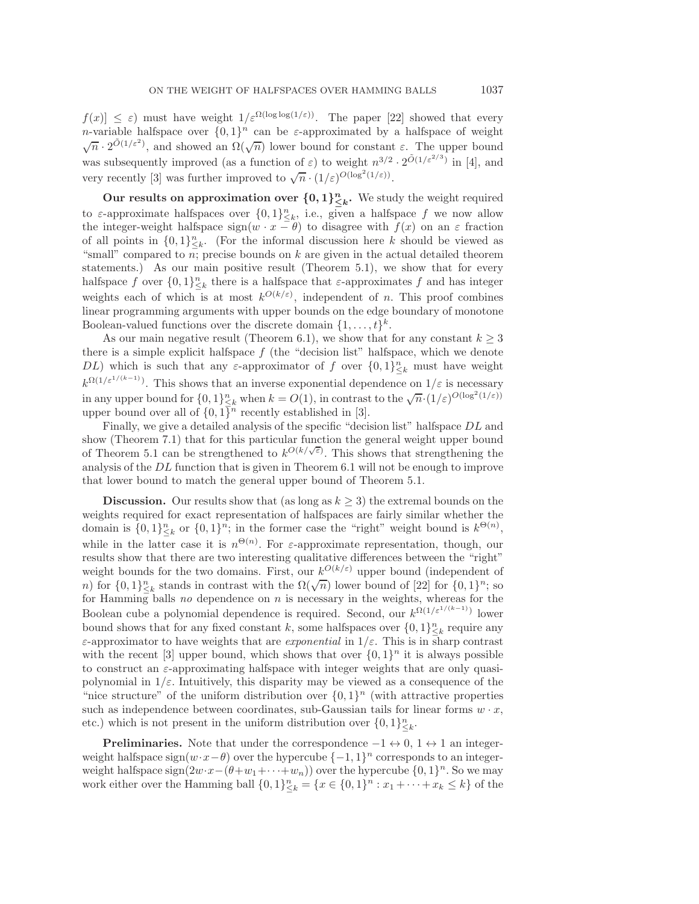$f(x)] \leq \varepsilon$) must have weight $1/\varepsilon^{\Omega(\log\log(1/\varepsilon))}$. The paper [22] showed that every $n$-variable halfspace over $\{0,1\}^n$ can be $\varepsilon$-approximated by a halfspace of weight $\sqrt{n} \cdot 2^{\tilde{O}(1/\varepsilon^2)}$, and showed an $\Omega(\sqrt{n})$ lower bound for constant $\varepsilon$. The upper bound was subsequently improved (as a function of $\varepsilon$) to weight $n^{3/2} \cdot 2^{\tilde{O}(1/\varepsilon^{2/3})}$ in [4], and very recently [3] was further improved to $\sqrt{n} \cdot (1/\varepsilon)^{O(\log^2(1/\varepsilon))}$.

**Our results on approximation over $\{0,1\}^n_{\leq k}$.** We study the weight required to $\varepsilon$-approximate halfspaces over $\{0,1\}^n_{\leq k}$, i.e., given a halfspace $f$ we now allow the integer-weight halfspace $\text{sign}(w \cdot x - \theta)$ to disagree with $f(x)$ on an $\varepsilon$ fraction of all points in $\{0,1\}^n_{\leq k}$. (For the informal discussion here $k$ should be viewed as "small" compared to $n$; precise bounds on $k$ are given in the actual detailed theorem statements.) As our main positive result (Theorem 5.1), we show that for every halfspace $f$ over $\{0,1\}^n_{\leq k}$ there is a halfspace that $\varepsilon$-approximates $f$ and has integer weights each of which is at most $k^{O(k/\varepsilon)}$, independent of $n$. This proof combines linear programming arguments with upper bounds on the edge boundary of monotone Boolean-valued functions over the discrete domain $\{1,\ldots,t\}^k$.

As our main negative result (Theorem 6.1), we show that for any constant $k \geq 3$ there is a simple explicit halfspace $f$ (the "decision list" halfspace, which we denote $DL$) which is such that any $\varepsilon$-approximator of $f$ over $\{0,1\}^n_{\leq k}$ must have weight $k^{\Omega(1/\varepsilon^{1/(k-1)})}$. This shows that an inverse exponential dependence on $1/\varepsilon$ is necessary in any upper bound for $\{0,1\}^n_{\leq k}$ when $k = O(1)$, in contrast to the $\sqrt{n}\cdot(1/\varepsilon)^{O(\log^2(1/\varepsilon))}$ upper bound over all of $\{0,1\}^n$ recently established in [3].

Finally, we give a detailed analysis of the specific "decision list" halfspace $DL$ and show (Theorem 7.1) that for this particular function the general weight upper bound of Theorem 5.1 can be strengthened to $k^{O(k/\sqrt{\varepsilon})}$. This shows that strengthening the analysis of the $DL$ function that is given in Theorem 6.1 will not be enough to improve that lower bound to match the general upper bound of Theorem 5.1.

**Discussion.** Our results show that (as long as $k \geq 3$) the extremal bounds on the weights required for exact representation of halfspaces are fairly similar whether the domain is $\{0,1\}^n_{\leq k}$ or $\{0,1\}^n$; in the former case the "right" weight bound is $k^{\Theta(n)}$, while in the latter case it is $n^{\Theta(n)}$. For $\varepsilon$-approximate representation, though, our results show that there are two interesting qualitative differences between the "right" weight bounds for the two domains. First, our $k^{O(k/\varepsilon)}$ upper bound (independent of $n$) for $\{0,1\}^n_{\leq k}$ stands in contrast with the $\Omega(\sqrt{n})$ lower bound of [22] for $\{0,1\}^n$; so for Hamming balls *no* dependence on $n$ is necessary in the weights, whereas for the Boolean cube a polynomial dependence is required. Second, our $k^{\Omega(1/\varepsilon^{1/(k-1)})}$ lower bound shows that for any fixed constant $k$, some halfspaces over $\{0,1\}^n_{\leq k}$ require any $\varepsilon$-approximator to have weights that are *exponential* in $1/\varepsilon$. This is in sharp contrast with the recent [3] upper bound, which shows that over $\{0,1\}^n$ it is always possible to construct an $\varepsilon$-approximating halfspace with integer weights that are only quasi-polynomial in $1/\varepsilon$. Intuitively, this disparity may be viewed as a consequence of the "nice structure" of the uniform distribution over $\{0,1\}^n$ (with attractive properties such as independence between coordinates, sub-Gaussian tails for linear forms $w \cdot x$, etc.) which is not present in the uniform distribution over $\{0,1\}^n_{\leq k}$.

**Preliminaries.** Note that under the correspondence $-1 \leftrightarrow 0$, $1 \leftrightarrow 1$ an integer-weight halfspace $\text{sign}(w \cdot x - \theta)$ over the hypercube $\{-1,1\}^n$ corresponds to an integer-weight halfspace $\text{sign}(2w \cdot x - (\theta + w_1 + \cdots + w_n))$ over the hypercube $\{0,1\}^n$. So we may work either over the Hamming ball $\{0,1\}^n_{\leq k} = \{x \in \{0,1\}^n : x_1 + \cdots + x_k \leq k\}$ of the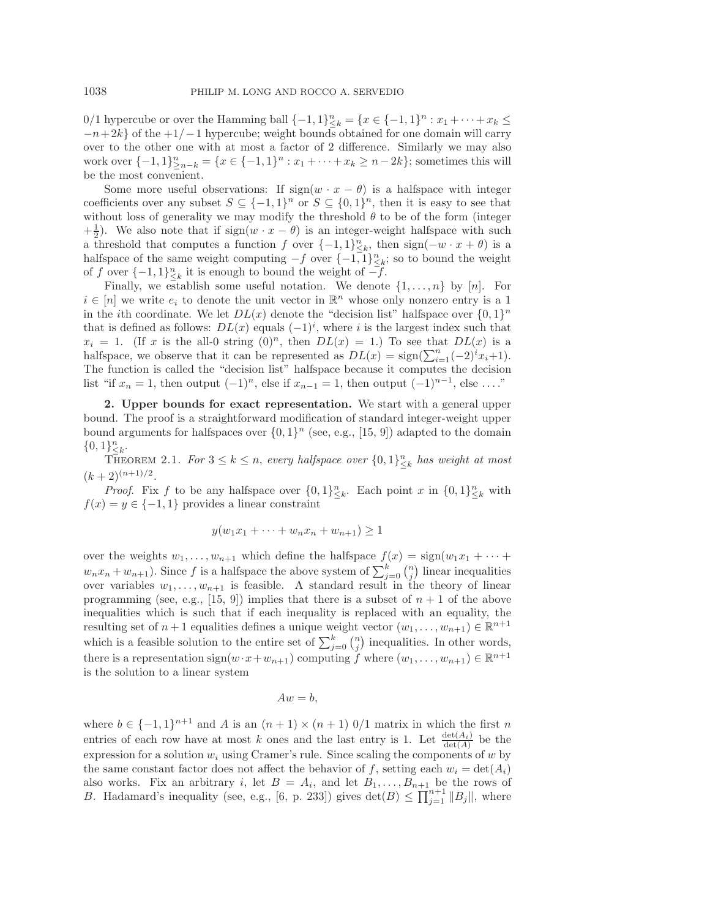0/1 hypercube or over the Hamming ball $\{-1,1\}^n_{\leq k} = \{x \in \{-1,1\}^n : x_1 + \cdots + x_k \leq -n+2k\}$ of the $+1/-1$ hypercube; weight bounds obtained for one domain will carry over to the other one with at most a factor of 2 difference. Similarly we may also work over $\{-1,1\}^n_{\geq n-k} = \{x \in \{-1,1\}^n : x_1 + \cdots + x_k \geq n-2k\}$; sometimes this will be the most convenient.

Some more useful observations: If $\text{sign}(w \cdot x - \theta)$ is a halfspace with integer coefficients over any subset $S \subseteq \{-1,1\}^n$ or $S \subseteq \{0,1\}^n$, then it is easy to see that without loss of generality we may modify the threshold $\theta$ to be of the form (integer $+\frac{1}{2}$). We also note that if $\text{sign}(w \cdot x - \theta)$ is an integer-weight halfspace with such a threshold that computes a function $f$ over $\{-1,1\}^n_{\leq k}$, then $\text{sign}(-w \cdot x + \theta)$ is a halfspace of the same weight computing $-f$ over $\{-1,1\}^n_{\leq k}$; so to bound the weight of $f$ over $\{-1,1\}^n_{\leq k}$ it is enough to bound the weight of $-f$.

Finally, we establish some useful notation. We denote $\{1,\ldots,n\}$ by $[n]$. For $i \in [n]$ we write $e_i$ to denote the unit vector in $\mathbb{R}^n$ whose only nonzero entry is a 1 in the $i$th coordinate. We let $DL(x)$ denote the "decision list" halfspace over $\{0,1\}^n$ that is defined as follows: $DL(x)$ equals $(-1)^i$, where $i$ is the largest index such that $x_i = 1$. (If $x$ is the all-0 string $(0)^n$, then $DL(x) = 1$.) To see that $DL(x)$ is a halfspace, we observe that it can be represented as $DL(x) = \text{sign}(\sum_{i=1}^n (-2)^i x_i + 1)$. The function is called the "decision list" halfspace because it computes the decision list "if $x_n = 1$, then output $(-1)^n$, else if $x_{n-1} = 1$, then output $(-1)^{n-1}$, else ...."

## 2. Upper bounds for exact representation.

We start with a general upper bound. The proof is a straightforward modification of standard integer-weight upper bound arguments for halfspaces over $\{0,1\}^n$ (see, e.g., [15, 9]) adapted to the domain $\{0,1\}^n_{\leq k}$.

THEOREM 2.1. *For $3 \leq k \leq n$, every halfspace over $\{0,1\}^n_{\leq k}$ has weight at most $(k+2)^{(n+1)/2}$.*

*Proof.* Fix $f$ to be any halfspace over $\{0,1\}^n_{\leq k}$. Each point $x$ in $\{0,1\}^n_{\leq k}$ with $f(x) = y \in \{-1,1\}$ provides a linear constraint

$$y(w_1x_1 + \cdots + w_nx_n + w_{n+1}) \geq 1$$

over the weights $w_1,\ldots,w_{n+1}$ which define the halfspace $f(x) = \text{sign}(w_1x_1 + \cdots + w_nx_n + w_{n+1})$. Since $f$ is a halfspace the above system of $\sum_{j=0}^k \binom{n}{j}$ linear inequalities over variables $w_1,\ldots,w_{n+1}$ is feasible. A standard result in the theory of linear programming (see, e.g., [15, 9]) implies that there is a subset of $n+1$ of the above inequalities which is such that if each inequality is replaced with an equality, the resulting set of $n+1$ equalities defines a unique weight vector $(w_1,\ldots,w_{n+1}) \in \mathbb{R}^{n+1}$ which is a feasible solution to the entire set of $\sum_{j=0}^k \binom{n}{j}$ inequalities. In other words, there is a representation $\text{sign}(w \cdot x + w_{n+1})$ computing $f$ where $(w_1,\ldots,w_{n+1}) \in \mathbb{R}^{n+1}$ is the solution to a linear system

$$Aw = b,$$

where $b \in \{-1,1\}^{n+1}$ and $A$ is an $(n+1)\times(n+1)$ 0/1 matrix in which the first $n$ entries of each row have at most $k$ ones and the last entry is 1. Let $\frac{\det(A_i)}{\det(A)}$ be the expression for a solution $w_i$ using Cramer's rule. Since scaling the components of $w$ by the same constant factor does not affect the behavior of $f$, setting each $w_i = \det(A_i)$ also works. Fix an arbitrary $i$, let $B = A_i$, and let $B_1,\ldots,B_{n+1}$ be the rows of $B$. Hadamard's inequality (see, e.g., [6, p. 233]) gives $\det(B) \leq \prod_{j=1}^{n+1} \|B_j\|$, where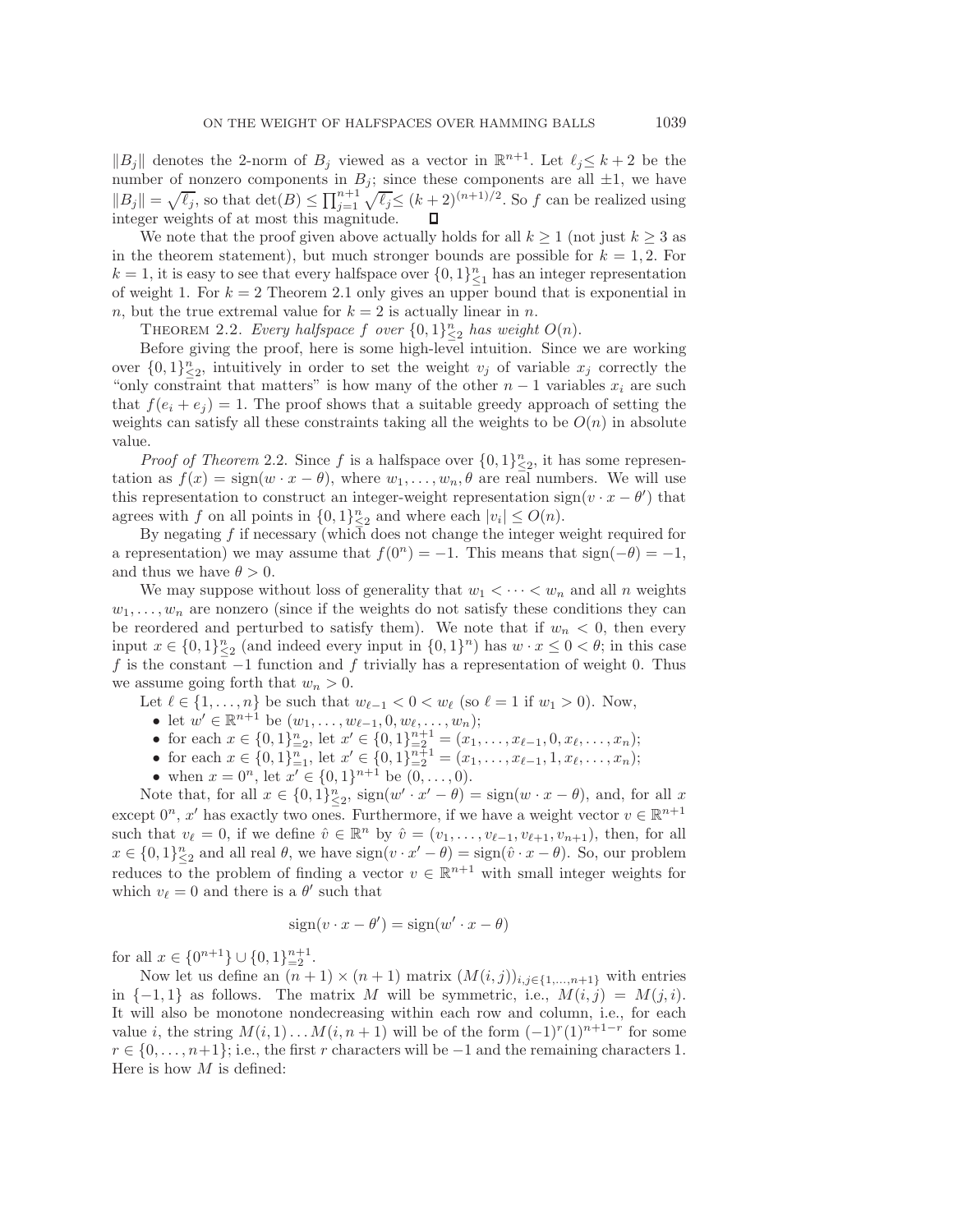$\|B_j\|$ denotes the 2-norm of $B_j$ viewed as a vector in $\mathbb{R}^{n+1}$. Let $\ell_j \leq k+2$ be the number of nonzero components in $B_j$; since these components are all $\pm 1$, we have $\|B_j\| = \sqrt{\ell_j}$, so that $\det(B) \leq \prod_{j=1}^{n+1} \sqrt{\ell_j} \leq (k+2)^{(n+1)/2}$. So $f$ can be realized using integer weights of at most this magnitude. □

We note that the proof given above actually holds for all $k \geq 1$ (not just $k \geq 3$ as in the theorem statement), but much stronger bounds are possible for $k = 1, 2$. For $k = 1$, it is easy to see that every halfspace over $\{0,1\}^n_{\leq 1}$ has an integer representation of weight 1. For $k = 2$ Theorem 2.1 only gives an upper bound that is exponential in $n$, but the true extremal value for $k = 2$ is actually linear in $n$.

THEOREM 2.2. *Every halfspace $f$ over $\{0,1\}^n_{\leq 2}$ has weight $O(n)$.*

Before giving the proof, here is some high-level intuition. Since we are working over $\{0,1\}^n_{\leq 2}$, intuitively in order to set the weight $v_j$ of variable $x_j$ correctly the "only constraint that matters" is how many of the other $n-1$ variables $x_i$ are such that $f(e_i + e_j) = 1$. The proof shows that a suitable greedy approach of setting the weights can satisfy all these constraints taking all the weights to be $O(n)$ in absolute value.

*Proof of Theorem* 2.2. Since $f$ is a halfspace over $\{0,1\}^n_{\leq 2}$, it has some representation as $f(x) = \text{sign}(w \cdot x - \theta)$, where $w_1, \ldots, w_n, \theta$ are real numbers. We will use this representation to construct an integer-weight representation $\text{sign}(v \cdot x - \theta')$ that agrees with $f$ on all points in $\{0,1\}^n_{\leq 2}$ and where each $|v_i| \leq O(n)$.

By negating $f$ if necessary (which does not change the integer weight required for a representation) we may assume that $f(0^n) = -1$. This means that $\text{sign}(-\theta) = -1$, and thus we have $\theta > 0$.

We may suppose without loss of generality that $w_1 < \cdots < w_n$ and all $n$ weights $w_1, \ldots, w_n$ are nonzero (since if the weights do not satisfy these conditions they can be reordered and perturbed to satisfy them). We note that if $w_n < 0$, then every input $x \in \{0,1\}^n_{\leq 2}$ (and indeed every input in $\{0,1\}^n$) has $w \cdot x \leq 0 < \theta$; in this case $f$ is the constant $-1$ function and $f$ trivially has a representation of weight 0. Thus we assume going forth that $w_n > 0$.

Let $\ell \in \{1, \ldots, n\}$ be such that $w_{\ell-1} < 0 < w_\ell$ (so $\ell = 1$ if $w_1 > 0$). Now,

- let $w' \in \mathbb{R}^{n+1}$ be $(w_1, \ldots, w_{\ell-1}, 0, w_\ell, \ldots, w_n)$;
- for each $x \in \{0,1\}^n_{=2}$, let $x' \in \{0,1\}^{n+1}_{=2} = (x_1, \ldots, x_{\ell-1}, 0, x_\ell, \ldots, x_n)$;
- for each $x \in \{0,1\}^n_{=1}$, let $x' \in \{0,1\}^{n+1}_{=2} = (x_1, \ldots, x_{\ell-1}, 1, x_\ell, \ldots, x_n)$;
- when $x = 0^n$, let $x' \in \{0,1\}^{n+1}$ be $(0, \ldots, 0)$.

Note that, for all $x \in \{0,1\}^n_{\leq 2}$, $\text{sign}(w' \cdot x' - \theta) = \text{sign}(w \cdot x - \theta)$, and, for all $x$ except $0^n$, $x'$ has exactly two ones. Furthermore, if we have a weight vector $v \in \mathbb{R}^{n+1}$ such that $v_\ell = 0$, if we define $\hat{v} \in \mathbb{R}^n$ by $\hat{v} = (v_1, \ldots, v_{\ell-1}, v_{\ell+1}, v_{n+1})$, then, for all $x \in \{0,1\}^n_{\leq 2}$ and all real $\theta$, we have $\text{sign}(v \cdot x' - \theta) = \text{sign}(\hat{v} \cdot x - \theta)$. So, our problem reduces to the problem of finding a vector $v \in \mathbb{R}^{n+1}$ with small integer weights for which $v_\ell = 0$ and there is a $\theta'$ such that

$$\text{sign}(v \cdot x - \theta') = \text{sign}(w' \cdot x - \theta)$$

for all $x \in \{0^{n+1}\} \cup \{0,1\}^{n+1}_{=2}$.

Now let us define an $(n+1) \times (n+1)$ matrix $(M(i,j))_{i,j \in \{1,\ldots,n+1\}}$ with entries in $\{-1, 1\}$ as follows. The matrix $M$ will be symmetric, i.e., $M(i,j) = M(j,i)$. It will also be monotone nondecreasing within each row and column, i.e., for each value $i$, the string $M(i,1) \ldots M(i, n+1)$ will be of the form $(-1)^r (1)^{n+1-r}$ for some $r \in \{0, \ldots, n+1\}$; i.e., the first $r$ characters will be $-1$ and the remaining characters 1. Here is how $M$ is defined: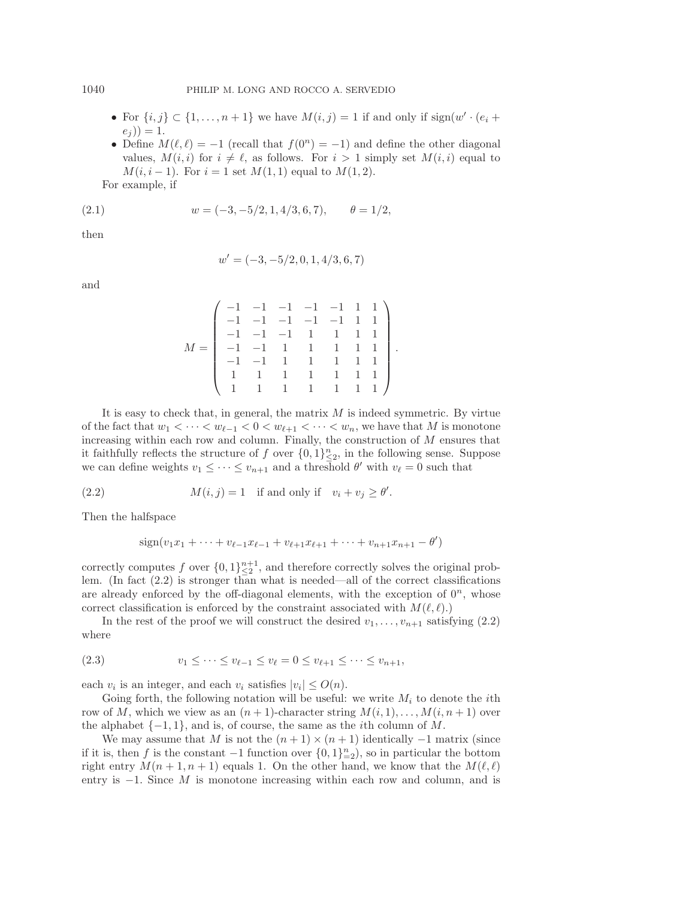- For $\{i, j\} \subset \{1, \ldots, n+1\}$ we have $M(i,j) = 1$ if and only if $\text{sign}(w' \cdot (e_i + e_j)) = 1$.
- Define $M(\ell, \ell) = -1$ (recall that $f(0^n) = -1$) and define the other diagonal values, $M(i,i)$ for $i \neq \ell$, as follows. For $i > 1$ simply set $M(i,i)$ equal to $M(i, i-1)$. For $i = 1$ set $M(1,1)$ equal to $M(1,2)$.

For example, if

$$w = (-3, -5/2, 1, 4/3, 6, 7), \qquad \theta = 1/2, \tag{2.1}$$

then

$$w' = (-3, -5/2, 0, 1, 4/3, 6, 7)$$

and

$$M = \begin{pmatrix} -1 & -1 & -1 & -1 & -1 & 1 & 1 \\ -1 & -1 & -1 & -1 & -1 & 1 & 1 \\ -1 & -1 & -1 & 1 & 1 & 1 & 1 \\ -1 & -1 & 1 & 1 & 1 & 1 & 1 \\ -1 & -1 & 1 & 1 & 1 & 1 & 1 \\ 1 & 1 & 1 & 1 & 1 & 1 & 1 \\ 1 & 1 & 1 & 1 & 1 & 1 & 1 \end{pmatrix}.$$

It is easy to check that, in general, the matrix $M$ is indeed symmetric. By virtue of the fact that $w_1 < \cdots < w_{\ell-1} < 0 < w_{\ell+1} < \cdots < w_n$, we have that $M$ is monotone increasing within each row and column. Finally, the construction of $M$ ensures that it faithfully reflects the structure of $f$ over $\{0,1\}^n_{\leq 2}$, in the following sense. Suppose we can define weights $v_1 \leq \cdots \leq v_{n+1}$ and a threshold $\theta'$ with $v_\ell = 0$ such that

$$M(i,j) = 1 \quad \text{if and only if} \quad v_i + v_j \geq \theta'. \tag{2.2}$$

Then the halfspace

$$\text{sign}(v_1 x_1 + \cdots + v_{\ell-1} x_{\ell-1} + v_{\ell+1} x_{\ell+1} + \cdots + v_{n+1} x_{n+1} - \theta')$$

correctly computes $f$ over $\{0,1\}^{n+1}_{\leq 2}$, and therefore correctly solves the original problem. (In fact (2.2) is stronger than what is needed—all of the correct classifications are already enforced by the off-diagonal elements, with the exception of $0^n$, whose correct classification is enforced by the constraint associated with $M(\ell, \ell)$.)

In the rest of the proof we will construct the desired $v_1, \ldots, v_{n+1}$ satisfying (2.2) where

$$v_1 \leq \cdots \leq v_{\ell-1} \leq v_\ell = 0 \leq v_{\ell+1} \leq \cdots \leq v_{n+1}, \tag{2.3}$$

each $v_i$ is an integer, and each $v_i$ satisfies $|v_i| \leq O(n)$.

Going forth, the following notation will be useful: we write $M_i$ to denote the $i$th row of $M$, which we view as an $(n+1)$-character string $M(i,1), \ldots, M(i, n+1)$ over the alphabet $\{-1, 1\}$, and is, of course, the same as the $i$th column of $M$.

We may assume that $M$ is not the $(n+1) \times (n+1)$ identically $-1$ matrix (since if it is, then $f$ is the constant $-1$ function over $\{0,1\}^n_{=2}$), so in particular the bottom right entry $M(n+1, n+1)$ equals 1. On the other hand, we know that the $M(\ell, \ell)$ entry is $-1$. Since $M$ is monotone increasing within each row and column, and is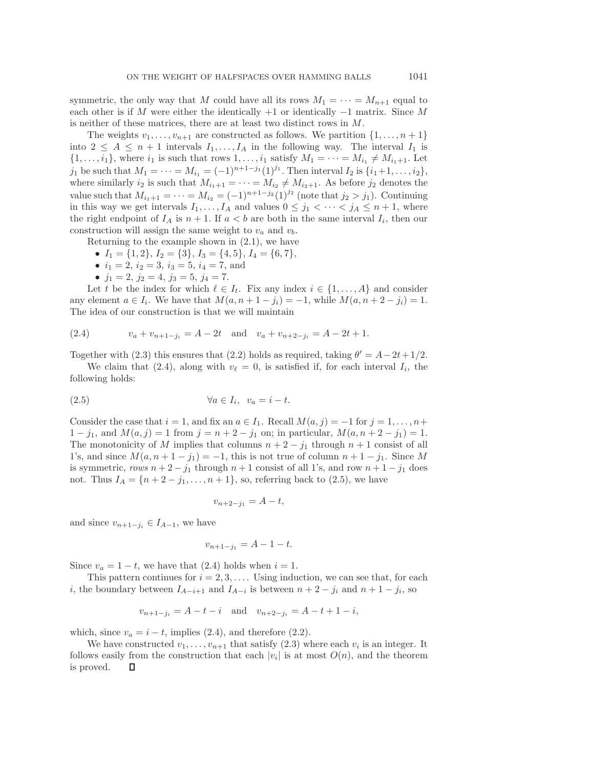symmetric, the only way that $M$ could have all its rows $M_1 = \cdots = M_{n+1}$ equal to each other is if $M$ were either the identically $+1$ or identically $-1$ matrix. Since $M$ is neither of these matrices, there are at least two distinct rows in $M$.

The weights $v_1, \ldots, v_{n+1}$ are constructed as follows. We partition $\{1, \ldots, n+1\}$ into $2 \leq A \leq n+1$ intervals $I_1, \ldots, I_A$ in the following way. The interval $I_1$ is $\{1, \ldots, i_1\}$, where $i_1$ is such that rows $1, \ldots, i_1$ satisfy $M_1 = \cdots = M_{i_1} \neq M_{i_1+1}$. Let $j_1$ be such that $M_1 = \cdots = M_{i_1} = (-1)^{n+1-j_1}(1)^{j_1}$. Then interval $I_2$ is $\{i_1+1, \ldots, i_2\}$, where similarly $i_2$ is such that $M_{i_1+1} = \cdots = M_{i_2} \neq M_{i_2+1}$. As before $j_2$ denotes the value such that $M_{i_1+1} = \cdots = M_{i_2} = (-1)^{n+1-j_2}(1)^{j_2}$ (note that $j_2 > j_1$). Continuing in this way we get intervals $I_1, \ldots, I_A$ and values $0 \leq j_1 < \cdots < j_A \leq n+1$, where the right endpoint of $I_A$ is $n+1$. If $a < b$ are both in the same interval $I_i$, then our construction will assign the same weight to $v_a$ and $v_b$.

Returning to the example shown in (2.1), we have

- $I_1 = \{1, 2\}$, $I_2 = \{3\}$, $I_3 = \{4, 5\}$, $I_4 = \{6, 7\}$,
- $i_1 = 2$, $i_2 = 3$, $i_3 = 5$, $i_4 = 7$, and
- $j_1 = 2$, $j_2 = 4$, $j_3 = 5$, $j_4 = 7$.

Let $t$ be the index for which $\ell \in I_t$. Fix any index $i \in \{1, \ldots, A\}$ and consider any element $a \in I_i$. We have that $M(a, n+1-j_i) = -1$, while $M(a, n+2-j_i) = 1$. The idea of our construction is that we will maintain

$$v_a + v_{n+1-j_i} = A - 2t \quad \text{and} \quad v_a + v_{n+2-j_i} = A - 2t + 1. \tag{2.4}$$

Together with (2.3) this ensures that (2.2) holds as required, taking $\theta' = A - 2t + 1/2$.

We claim that (2.4), along with $v_\ell = 0$, is satisfied if, for each interval $I_i$, the following holds:

$$\forall a \in I_i, \;\; v_a = i - t. \tag{2.5}$$

Consider the case that $i = 1$, and fix an $a \in I_1$. Recall $M(a, j) = -1$ for $j = 1, \ldots, n+1-j_1$, and $M(a, j) = 1$ from $j = n+2-j_1$ on; in particular, $M(a, n+2-j_1) = 1$. The monotonicity of $M$ implies that columns $n+2-j_1$ through $n+1$ consist of all 1's, and since $M(a, n+1-j_1) = -1$, this is not true of column $n+1-j_1$. Since $M$ is symmetric, *rows* $n+2-j_1$ through $n+1$ consist of all 1's, and row $n+1-j_1$ does not. Thus $I_A = \{n+2-j_1, \ldots, n+1\}$, so, referring back to (2.5), we have

$$v_{n+2-j_1} = A - t,$$

and since $v_{n+1-j_i} \in I_{A-1}$, we have

$$v_{n+1-j_1} = A - 1 - t.$$

Since $v_a = 1 - t$, we have that (2.4) holds when $i = 1$.

This pattern continues for $i = 2, 3, \ldots$. Using induction, we can see that, for each $i$, the boundary between $I_{A-i+1}$ and $I_{A-i}$ is between $n+2-j_i$ and $n+1-j_i$, so

$$v_{n+1-j_i} = A - t - i \quad \text{and} \quad v_{n+2-j_i} = A - t + 1 - i,$$

which, since $v_a = i - t$, implies (2.4), and therefore (2.2).

We have constructed $v_1, \ldots, v_{n+1}$ that satisfy (2.3) where each $v_i$ is an integer. It follows easily from the construction that each $|v_i|$ is at most $O(n)$, and the theorem is proved. ∎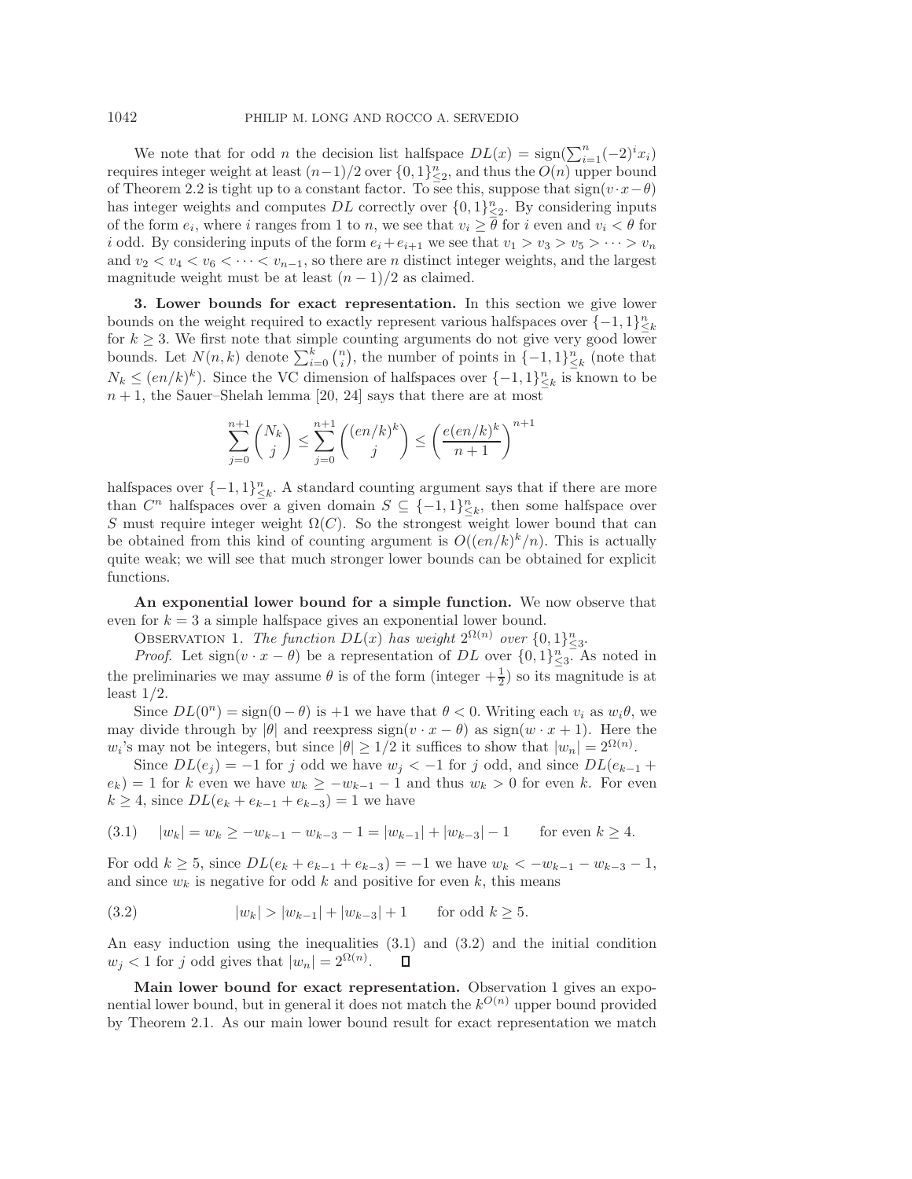We note that for odd $n$ the decision list halfspace $DL(x) = \text{sign}(\sum_{i=1}^{n}(-2)^i x_i)$ requires integer weight at least $(n-1)/2$ over $\{0,1\}^n_{\le 2}$, and thus the $O(n)$ upper bound of Theorem 2.2 is tight up to a constant factor. To see this, suppose that $\text{sign}(v\cdot x - \theta)$ has integer weights and computes $DL$ correctly over $\{0,1\}^n_{\le 2}$. By considering inputs of the form $e_i$, where $i$ ranges from 1 to $n$, we see that $v_i \ge \theta$ for $i$ even and $v_i < \theta$ for $i$ odd. By considering inputs of the form $e_i + e_{i+1}$ we see that $v_1 > v_3 > v_5 > \cdots > v_n$ and $v_2 < v_4 < v_6 < \cdots < v_{n-1}$, so there are $n$ distinct integer weights, and the largest magnitude weight must be at least $(n-1)/2$ as claimed.

**3. Lower bounds for exact representation.** In this section we give lower bounds on the weight required to exactly represent various halfspaces over $\{-1,1\}^n_{\le k}$ for $k \ge 3$. We first note that simple counting arguments do not give very good lower bounds. Let $N(n,k)$ denote $\sum_{i=0}^{k}\binom{n}{i}$, the number of points in $\{-1,1\}^n_{\le k}$ (note that $N_k \le (en/k)^k$). Since the VC dimension of halfspaces over $\{-1,1\}^n_{\le k}$ is known to be $n+1$, the Sauer–Shelah lemma [20, 24] says that there are at most

$$\sum_{j=0}^{n+1}\binom{N_k}{j} \le \sum_{j=0}^{n+1}\binom{(en/k)^k}{j} \le \left(\frac{e(en/k)^k}{n+1}\right)^{n+1}$$

halfspaces over $\{-1,1\}^n_{\le k}$. A standard counting argument says that if there are more than $C^n$ halfspaces over a given domain $S \subseteq \{-1,1\}^n_{\le k}$, then some halfspace over $S$ must require integer weight $\Omega(C)$. So the strongest weight lower bound that can be obtained from this kind of counting argument is $O((en/k)^k/n)$. This is actually quite weak; we will see that much stronger lower bounds can be obtained for explicit functions.

**An exponential lower bound for a simple function.** We now observe that even for $k=3$ a simple halfspace gives an exponential lower bound.

OBSERVATION 1. *The function $DL(x)$ has weight $2^{\Omega(n)}$ over $\{0,1\}^n_{\le 3}$.*

*Proof.* Let $\text{sign}(v\cdot x - \theta)$ be a representation of $DL$ over $\{0,1\}^n_{\le 3}$. As noted in the preliminaries we may assume $\theta$ is of the form (integer $+\frac{1}{2}$) so its magnitude is at least $1/2$.

Since $DL(0^n) = \text{sign}(0-\theta)$ is $+1$ we have that $\theta < 0$. Writing each $v_i$ as $w_i\theta$, we may divide through by $|\theta|$ and reexpress $\text{sign}(v\cdot x - \theta)$ as $\text{sign}(w\cdot x + 1)$. Here the $w_i$'s may not be integers, but since $|\theta| \ge 1/2$ it suffices to show that $|w_n| = 2^{\Omega(n)}$.

Since $DL(e_j) = -1$ for $j$ odd we have $w_j < -1$ for $j$ odd, and since $DL(e_{k-1} + e_k) = 1$ for $k$ even we have $w_k \ge -w_{k-1} - 1$ and thus $w_k > 0$ for even $k$. For even $k \ge 4$, since $DL(e_k + e_{k-1} + e_{k-3}) = 1$ we have

$$|w_k| = w_k \ge -w_{k-1} - w_{k-3} - 1 = |w_{k-1}| + |w_{k-3}| - 1 \qquad \text{for even } k \ge 4. \tag{3.1}$$

For odd $k \ge 5$, since $DL(e_k + e_{k-1} + e_{k-3}) = -1$ we have $w_k < -w_{k-1} - w_{k-3} - 1$, and since $w_k$ is negative for odd $k$ and positive for even $k$, this means

$$|w_k| > |w_{k-1}| + |w_{k-3}| + 1 \qquad \text{for odd } k \ge 5. \tag{3.2}$$

An easy induction using the inequalities (3.1) and (3.2) and the initial condition $w_j < 1$ for $j$ odd gives that $|w_n| = 2^{\Omega(n)}$. $\square$

**Main lower bound for exact representation.** Observation 1 gives an exponential lower bound, but in general it does not match the $k^{O(n)}$ upper bound provided by Theorem 2.1. As our main lower bound result for exact representation we match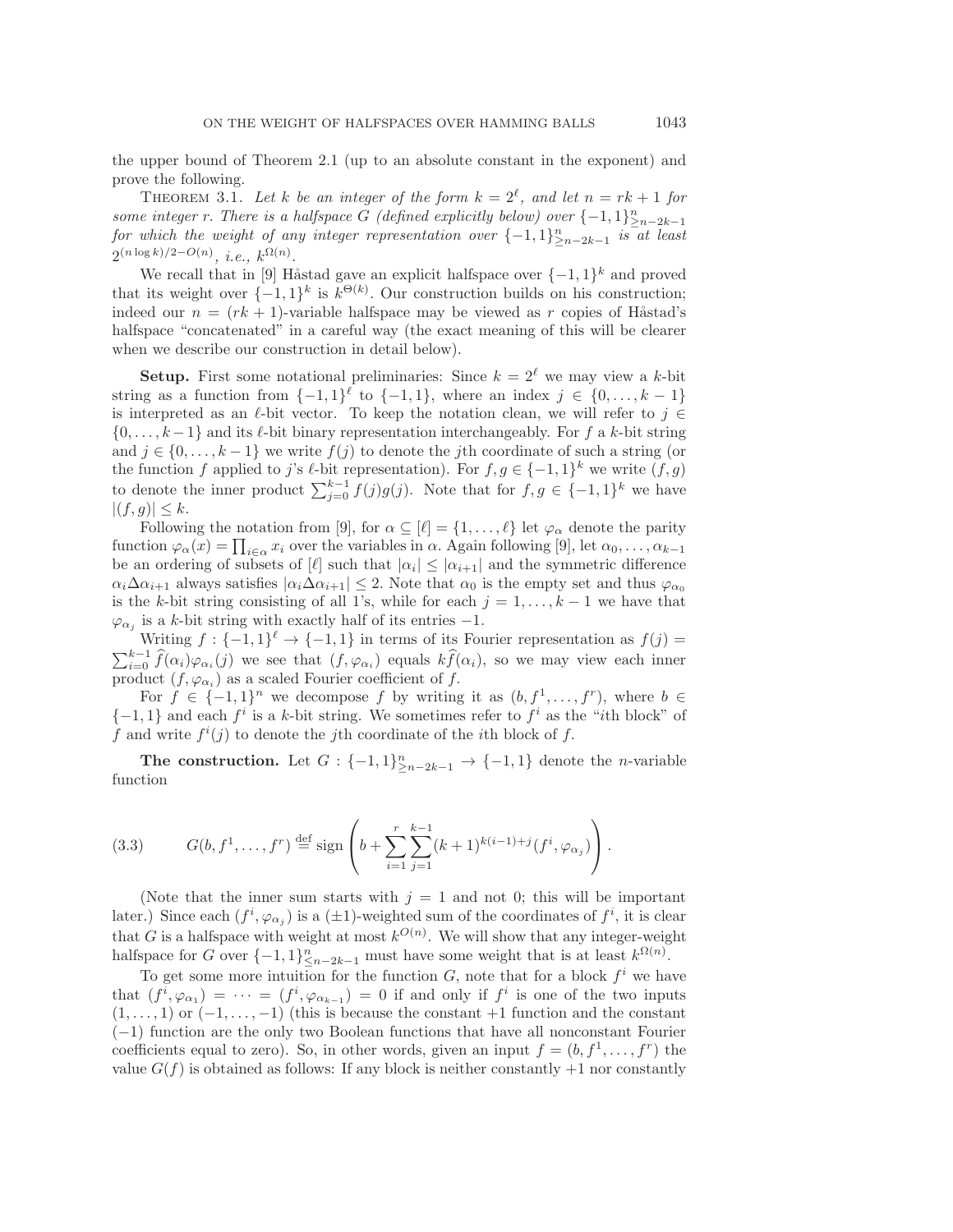the upper bound of Theorem 2.1 (up to an absolute constant in the exponent) and prove the following.

THEOREM 3.1. *Let $k$ be an integer of the form $k = 2^\ell$, and let $n = rk + 1$ for some integer $r$. There is a halfspace $G$ (defined explicitly below) over $\{-1, 1\}^n_{\geq n-2k-1}$ for which the weight of any integer representation over $\{-1, 1\}^n_{\geq n-2k-1}$ is at least $2^{(n \log k)/2 - O(n)}$, i.e., $k^{\Omega(n)}$.*

We recall that in [9] Håstad gave an explicit halfspace over $\{-1, 1\}^k$ and proved that its weight over $\{-1, 1\}^k$ is $k^{\Theta(k)}$. Our construction builds on his construction; indeed our $n = (rk + 1)$-variable halfspace may be viewed as $r$ copies of Håstad's halfspace "concatenated" in a careful way (the exact meaning of this will be clearer when we describe our construction in detail below).

**Setup.** First some notational preliminaries: Since $k = 2^\ell$ we may view a $k$-bit string as a function from $\{-1, 1\}^\ell$ to $\{-1, 1\}$, where an index $j \in \{0, \ldots, k-1\}$ is interpreted as an $\ell$-bit vector. To keep the notation clean, we will refer to $j \in \{0, \ldots, k-1\}$ and its $\ell$-bit binary representation interchangeably. For $f$ a $k$-bit string and $j \in \{0, \ldots, k-1\}$ we write $f(j)$ to denote the $j$th coordinate of such a string (or the function $f$ applied to $j$'s $\ell$-bit representation). For $f, g \in \{-1, 1\}^k$ we write $(f, g)$ to denote the inner product $\sum_{j=0}^{k-1} f(j)g(j)$. Note that for $f, g \in \{-1, 1\}^k$ we have $|(f, g)| \leq k$.

Following the notation from [9], for $\alpha \subseteq [\ell] = \{1, \ldots, \ell\}$ let $\varphi_\alpha$ denote the parity function $\varphi_\alpha(x) = \prod_{i \in \alpha} x_i$ over the variables in $\alpha$. Again following [9], let $\alpha_0, \ldots, \alpha_{k-1}$ be an ordering of subsets of $[\ell]$ such that $|\alpha_i| \leq |\alpha_{i+1}|$ and the symmetric difference $\alpha_i \Delta \alpha_{i+1}$ always satisfies $|\alpha_i \Delta \alpha_{i+1}| \leq 2$. Note that $\alpha_0$ is the empty set and thus $\varphi_{\alpha_0}$ is the $k$-bit string consisting of all 1's, while for each $j = 1, \ldots, k-1$ we have that $\varphi_{\alpha_j}$ is a $k$-bit string with exactly half of its entries $-1$.

Writing $f : \{-1, 1\}^\ell \to \{-1, 1\}$ in terms of its Fourier representation as $f(j) = \sum_{i=0}^{k-1} \widehat{f}(\alpha_i)\varphi_{\alpha_i}(j)$ we see that $(f, \varphi_{\alpha_i})$ equals $k\widehat{f}(\alpha_i)$, so we may view each inner product $(f, \varphi_{\alpha_i})$ as a scaled Fourier coefficient of $f$.

For $f \in \{-1, 1\}^n$ we decompose $f$ by writing it as $(b, f^1, \ldots, f^r)$, where $b \in \{-1, 1\}$ and each $f^i$ is a $k$-bit string. We sometimes refer to $f^i$ as the "$i$th block" of $f$ and write $f^i(j)$ to denote the $j$th coordinate of the $i$th block of $f$.

**The construction.** Let $G : \{-1, 1\}^n_{\geq n-2k-1} \to \{-1, 1\}$ denote the $n$-variable function

$$G(b, f^1, \ldots, f^r) \stackrel{\text{def}}{=} \operatorname{sign}\left(b + \sum_{i=1}^{r} \sum_{j=1}^{k-1} (k+1)^{k(i-1)+j}(f^i, \varphi_{\alpha_j})\right). \tag{3.3}$$

(Note that the inner sum starts with $j = 1$ and not 0; this will be important later.) Since each $(f^i, \varphi_{\alpha_j})$ is a $(\pm 1)$-weighted sum of the coordinates of $f^i$, it is clear that $G$ is a halfspace with weight at most $k^{O(n)}$. We will show that any integer-weight halfspace for $G$ over $\{-1, 1\}^n_{\leq n-2k-1}$ must have some weight that is at least $k^{\Omega(n)}$.

To get some more intuition for the function $G$, note that for a block $f^i$ we have that $(f^i, \varphi_{\alpha_1}) = \cdots = (f^i, \varphi_{\alpha_{k-1}}) = 0$ if and only if $f^i$ is one of the two inputs $(1, \ldots, 1)$ or $(-1, \ldots, -1)$ (this is because the constant $+1$ function and the constant $(-1)$ function are the only two Boolean functions that have all nonconstant Fourier coefficients equal to zero). So, in other words, given an input $f = (b, f^1, \ldots, f^r)$ the value $G(f)$ is obtained as follows: If any block is neither constantly $+1$ nor constantly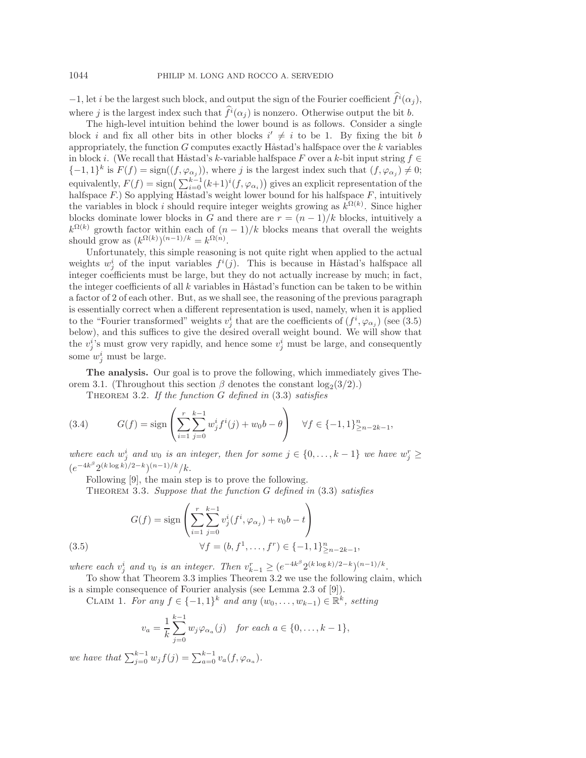$-1$, let $i$ be the largest such block, and output the sign of the Fourier coefficient $\widehat{f^i}(\alpha_j)$, where $j$ is the largest index such that $\widehat{f^i}(\alpha_j)$ is nonzero. Otherwise output the bit $b$.

The high-level intuition behind the lower bound is as follows. Consider a single block $i$ and fix all other bits in other blocks $i' \neq i$ to be 1. By fixing the bit $b$ appropriately, the function $G$ computes exactly Håstad's halfspace over the $k$ variables in block $i$. (We recall that Håstad's $k$-variable halfspace $F$ over a $k$-bit input string $f \in \{-1,1\}^k$ is $F(f) = \text{sign}((f, \varphi_{\alpha_j}))$, where $j$ is the largest index such that $(f, \varphi_{\alpha_j}) \neq 0$; equivalently, $F(f) = \text{sign}\big(\sum_{i=0}^{k-1}(k+1)^i(f, \varphi_{\alpha_i})\big)$ gives an explicit representation of the halfspace $F$.) So applying Håstad's weight lower bound for his halfspace $F$, intuitively the variables in block $i$ should require integer weights growing as $k^{\Omega(k)}$. Since higher blocks dominate lower blocks in $G$ and there are $r = (n-1)/k$ blocks, intuitively a $k^{\Omega(k)}$ growth factor within each of $(n-1)/k$ blocks means that overall the weights should grow as $(k^{\Omega(k)})^{(n-1)/k} = k^{\Omega(n)}$.

Unfortunately, this simple reasoning is not quite right when applied to the actual weights $w^i_j$ of the input variables $f^i(j)$. This is because in Håstad's halfspace all integer coefficients must be large, but they do not actually increase by much; in fact, the integer coefficients of all $k$ variables in Håstad's function can be taken to be within a factor of 2 of each other. But, as we shall see, the reasoning of the previous paragraph is essentially correct when a different representation is used, namely, when it is applied to the "Fourier transformed" weights $v^i_j$ that are the coefficients of $(f^i, \varphi_{\alpha_j})$ (see (3.5) below), and this suffices to give the desired overall weight bound. We will show that the $v^i_j$'s must grow very rapidly, and hence some $v^i_j$ must be large, and consequently some $w^i_j$ must be large.

**The analysis.** Our goal is to prove the following, which immediately gives Theorem 3.1. (Throughout this section $\beta$ denotes the constant $\log_2(3/2)$.)

Theorem 3.2. *If the function $G$ defined in* (3.3) *satisfies*

$$G(f) = \text{sign}\left(\sum_{i=1}^{r}\sum_{j=0}^{k-1} w^i_j f^i(j) + w_0 b - \theta\right) \quad \forall f \in \{-1,1\}^n_{\geq n-2k-1}, \tag{3.4}$$

*where each $w^i_j$ and $w_0$ is an integer, then for some $j \in \{0,\dots,k-1\}$ we have $w^r_j \geq (e^{-4k^\beta}2^{(k\log k)/2-k})^{(n-1)/k}/k$.*

Following [9], the main step is to prove the following.

Theorem 3.3. *Suppose that the function $G$ defined in* (3.3) *satisfies*

$$G(f) = \text{sign}\left(\sum_{i=1}^{r}\sum_{j=0}^{k-1} v^i_j (f^i, \varphi_{\alpha_j}) + v_0 b - t\right)$$

$$\forall f = (b, f^1, \dots, f^r) \in \{-1,1\}^n_{\geq n-2k-1}, \tag{3.5}$$

*where each $v^i_j$ and $v_0$ is an integer. Then $v^r_{k-1} \geq (e^{-4k^\beta}2^{(k\log k)/2-k})^{(n-1)/k}$.*

To show that Theorem 3.3 implies Theorem 3.2 we use the following claim, which is a simple consequence of Fourier analysis (see Lemma 2.3 of [9]).

Claim 1. *For any $f \in \{-1,1\}^k$ and any $(w_0,\dots,w_{k-1}) \in \mathbb{R}^k$, setting*

$$v_a = \frac{1}{k}\sum_{j=0}^{k-1} w_j \varphi_{\alpha_a}(j) \quad \textit{for each } a \in \{0,\dots,k-1\},$$

*we have that $\sum_{j=0}^{k-1} w_j f(j) = \sum_{a=0}^{k-1} v_a (f, \varphi_{\alpha_a})$.*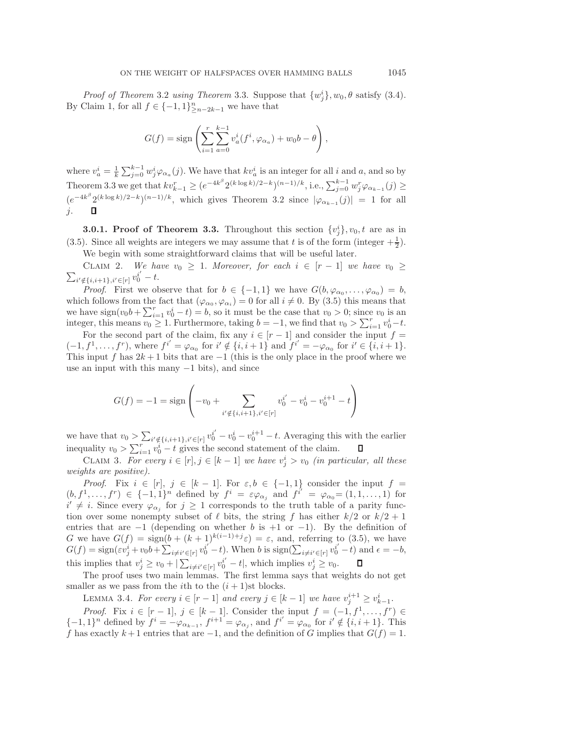*Proof of Theorem* 3.2 *using Theorem* 3.3. Suppose that $\{w_j^i\}, w_0, \theta$ satisfy (3.4). By Claim 1, for all $f \in \{-1,1\}^n_{\geq n-2k-1}$ we have that

$$G(f) = \text{sign}\left(\sum_{i=1}^{r}\sum_{a=0}^{k-1} v_a^i(f^i, \varphi_{\alpha_a}) + w_0 b - \theta\right),$$

where $v_a^i = \frac{1}{k}\sum_{j=0}^{k-1} w_j^i \varphi_{\alpha_a}(j)$. We have that $kv_a^i$ is an integer for all $i$ and $a$, and so by Theorem 3.3 we get that $kv_{k-1}^r \geq (e^{-4k^\beta}2^{(k\log k)/2-k})^{(n-1)/k}$, i.e., $\sum_{j=0}^{k-1} w_j^r \varphi_{\alpha_{k-1}}(j) \geq (e^{-4k^\beta}2^{(k\log k)/2-k})^{(n-1)/k}$, which gives Theorem 3.2 since $|\varphi_{\alpha_{k-1}}(j)| = 1$ for all $j$. $\square$

**3.0.1. Proof of Theorem 3.3.** Throughout this section $\{v_j^i\}, v_0, t$ are as in (3.5). Since all weights are integers we may assume that $t$ is of the form (integer $+\frac{1}{2}$).

We begin with some straightforward claims that will be useful later.

Claim 2. *We have $v_0 \geq 1$. Moreover, for each $i \in [r-1]$ we have $v_0 \geq \sum_{i' \notin \{i,i+1\}, i' \in [r]} v_0^{i'} - t$.*

*Proof.* First we observe that for $b \in \{-1,1\}$ we have $G(b, \varphi_{\alpha_0}, \ldots, \varphi_{\alpha_0}) = b$, which follows from the fact that $(\varphi_{\alpha_0}, \varphi_{\alpha_i}) = 0$ for all $i \neq 0$. By (3.5) this means that we have $\text{sign}(v_0 b + \sum_{i=1}^r v_0^i - t) = b$, so it must be the case that $v_0 > 0$; since $v_0$ is an integer, this means $v_0 \geq 1$. Furthermore, taking $b = -1$, we find that $v_0 > \sum_{i=1}^r v_0^i - t$.

For the second part of the claim, fix any $i \in [r-1]$ and consider the input $f = (-1, f^1, \ldots, f^r)$, where $f^{i'} = \varphi_{\alpha_0}$ for $i' \notin \{i, i+1\}$ and $f^{i'} = -\varphi_{\alpha_0}$ for $i' \in \{i, i+1\}$. This input $f$ has $2k+1$ bits that are $-1$ (this is the only place in the proof where we use an input with this many $-1$ bits), and since

$$G(f) = -1 = \text{sign}\left(-v_0 + \sum_{i' \notin \{i,i+1\}, i' \in [r]} v_0^{i'} - v_0^i - v_0^{i+1} - t\right)$$

we have that $v_0 > \sum_{i' \notin \{i,i+1\}, i' \in [r]} v_0^{i'} - v_0^i - v_0^{i+1} - t$. Averaging this with the earlier inequality $v_0 > \sum_{i=1}^r v_0^i - t$ gives the second statement of the claim. $\square$

Claim 3. *For every $i \in [r], j \in [k-1]$ we have $v_j^i > v_0$ (in particular, all these weights are positive).*

*Proof.* Fix $i \in [r]$, $j \in [k-1]$. For $\varepsilon, b \in \{-1,1\}$ consider the input $f = (b, f^1, \ldots, f^r) \in \{-1,1\}^n$ defined by $f^i = \varepsilon\varphi_{\alpha_j}$ and $f^{i'} = \varphi_{\alpha_0} = (1,1,\ldots,1)$ for $i' \neq i$. Since every $\varphi_{\alpha_j}$ for $j \geq 1$ corresponds to the truth table of a parity function over some nonempty subset of $\ell$ bits, the string $f$ has either $k/2$ or $k/2+1$ entries that are $-1$ (depending on whether $b$ is $+1$ or $-1$). By the definition of $G$ we have $G(f) = \text{sign}(b + (k+1)^{k(i-1)+j}\varepsilon) = \varepsilon$, and, referring to (3.5), we have $G(f) = \text{sign}(\varepsilon v_j^i + v_0 b + \sum_{i \neq i' \in [r]} v_0^{i'} - t)$. When $b$ is $\text{sign}(\sum_{i \neq i' \in [r]} v_0^{i'} - t)$ and $\epsilon = -b$, this implies that $v_j^i \geq v_0 + |\sum_{i \neq i' \in [r]} v_0^{i'} - t|$, which implies $v_j^i \geq v_0$. $\square$

The proof uses two main lemmas. The first lemma says that weights do not get smaller as we pass from the $i$th to the $(i+1)$st blocks.

Lemma 3.4. *For every $i \in [r-1]$ and every $j \in [k-1]$ we have $v_j^{i+1} \geq v_{k-1}^i$.*

*Proof.* Fix $i \in [r-1]$, $j \in [k-1]$. Consider the input $f = (-1, f^1, \ldots, f^r) \in \{-1,1\}^n$ defined by $f^i = -\varphi_{\alpha_{k-1}}$, $f^{i+1} = \varphi_{\alpha_j}$, and $f^{i'} = \varphi_{\alpha_0}$ for $i' \notin \{i, i+1\}$. This $f$ has exactly $k+1$ entries that are $-1$, and the definition of $G$ implies that $G(f) = 1$.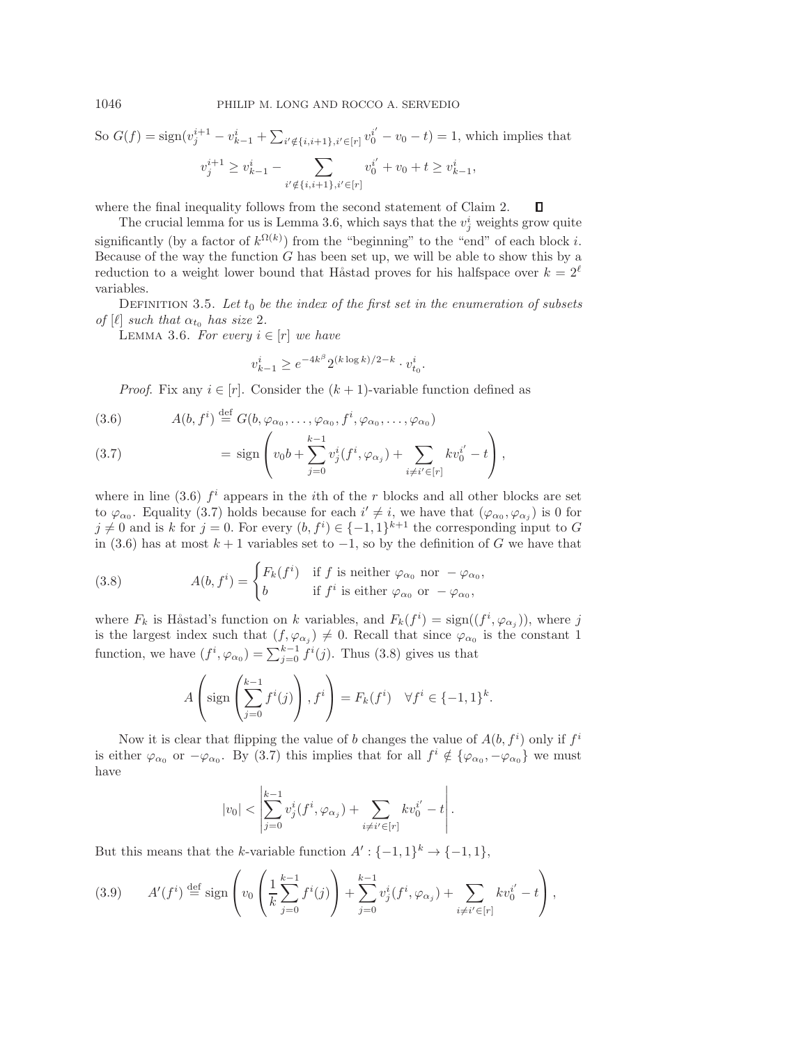So $G(f) = \text{sign}(v_j^{i+1} - v_{k-1}^i + \sum_{i' \notin \{i,i+1\}, i' \in [r]} v_0^{i'} - v_0 - t) = 1$, which implies that

$$v_j^{i+1} \geq v_{k-1}^i - \sum_{i' \notin \{i,i+1\}, i' \in [r]} v_0^{i'} + v_0 + t \geq v_{k-1}^i,$$

where the final inequality follows from the second statement of Claim 2. $\square$

The crucial lemma for us is Lemma 3.6, which says that the $v_j^i$ weights grow quite significantly (by a factor of $k^{\Omega(k)}$) from the "beginning" to the "end" of each block $i$. Because of the way the function $G$ has been set up, we will be able to show this by a reduction to a weight lower bound that Håstad proves for his halfspace over $k = 2^\ell$ variables.

Definition 3.5. *Let $t_0$ be the index of the first set in the enumeration of subsets of $[\ell]$ such that $\alpha_{t_0}$ has size 2.*

Lemma 3.6. *For every $i \in [r]$ we have*

$$v_{k-1}^i \geq e^{-4k^\beta} 2^{(k \log k)/2 - k} \cdot v_{t_0}^i.$$

*Proof.* Fix any $i \in [r]$. Consider the $(k+1)$-variable function defined as

$$A(b, f^i) \stackrel{\text{def}}{=} G(b, \varphi_{\alpha_0}, \ldots, \varphi_{\alpha_0}, f^i, \varphi_{\alpha_0}, \ldots, \varphi_{\alpha_0}) \tag{3.6}$$

$$= \text{sign}\left( v_0 b + \sum_{j=0}^{k-1} v_j^i (f^i, \varphi_{\alpha_j}) + \sum_{i \neq i' \in [r]} k v_0^{i'} - t \right), \tag{3.7}$$

where in line (3.6) $f^i$ appears in the $i$th of the $r$ blocks and all other blocks are set to $\varphi_{\alpha_0}$. Equality (3.7) holds because for each $i' \neq i$, we have that $(\varphi_{\alpha_0}, \varphi_{\alpha_j})$ is 0 for $j \neq 0$ and is $k$ for $j = 0$. For every $(b, f^i) \in \{-1,1\}^{k+1}$ the corresponding input to $G$ in (3.6) has at most $k+1$ variables set to $-1$, so by the definition of $G$ we have that

$$A(b, f^i) = \begin{cases} F_k(f^i) & \text{if } f \text{ is neither } \varphi_{\alpha_0} \text{ nor } -\varphi_{\alpha_0}, \\ b & \text{if } f^i \text{ is either } \varphi_{\alpha_0} \text{ or } -\varphi_{\alpha_0}, \end{cases} \tag{3.8}$$

where $F_k$ is Håstad's function on $k$ variables, and $F_k(f^i) = \text{sign}((f^i, \varphi_{\alpha_j}))$, where $j$ is the largest index such that $(f, \varphi_{\alpha_j}) \neq 0$. Recall that since $\varphi_{\alpha_0}$ is the constant 1 function, we have $(f^i, \varphi_{\alpha_0}) = \sum_{j=0}^{k-1} f^i(j)$. Thus (3.8) gives us that

$$A\left( \text{sign}\left( \sum_{j=0}^{k-1} f^i(j) \right), f^i \right) = F_k(f^i) \quad \forall f^i \in \{-1,1\}^k.$$

Now it is clear that flipping the value of $b$ changes the value of $A(b, f^i)$ only if $f^i$ is either $\varphi_{\alpha_0}$ or $-\varphi_{\alpha_0}$. By (3.7) this implies that for all $f^i \notin \{\varphi_{\alpha_0}, -\varphi_{\alpha_0}\}$ we must have

$$|v_0| < \left| \sum_{j=0}^{k-1} v_j^i (f^i, \varphi_{\alpha_j}) + \sum_{i \neq i' \in [r]} k v_0^{i'} - t \right|.$$

But this means that the $k$-variable function $A' : \{-1,1\}^k \to \{-1,1\}$,

$$A'(f^i) \stackrel{\text{def}}{=} \text{sign}\left( v_0 \left( \frac{1}{k} \sum_{j=0}^{k-1} f^i(j) \right) + \sum_{j=0}^{k-1} v_j^i (f^i, \varphi_{\alpha_j}) + \sum_{i \neq i' \in [r]} k v_0^{i'} - t \right), \tag{3.9}$$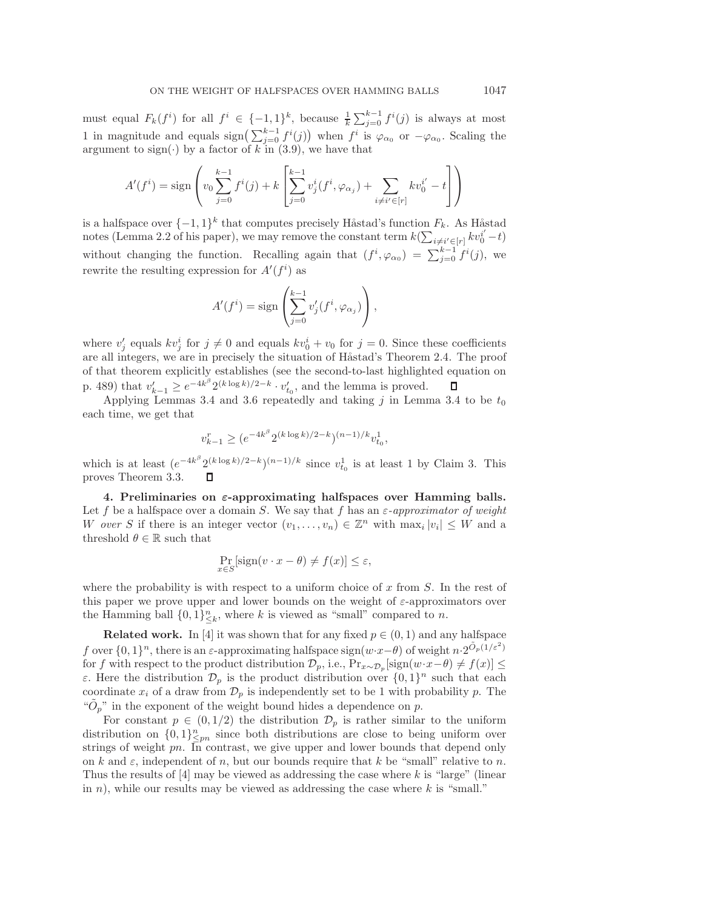must equal $F_k(f^i)$ for all $f^i \in \{-1,1\}^k$, because $\frac{1}{k}\sum_{j=0}^{k-1} f^i(j)$ is always at most 1 in magnitude and equals $\text{sign}\big(\sum_{j=0}^{k-1} f^i(j)\big)$ when $f^i$ is $\varphi_{\alpha_0}$ or $-\varphi_{\alpha_0}$. Scaling the argument to $\text{sign}(\cdot)$ by a factor of $k$ in (3.9), we have that

$$A'(f^i) = \text{sign}\left( v_0 \sum_{j=0}^{k-1} f^i(j) + k \left[ \sum_{j=0}^{k-1} v_j^i (f^i, \varphi_{\alpha_j}) + \sum_{i \neq i' \in [r]} k v_0^{i'} - t \right] \right)$$

is a halfspace over $\{-1,1\}^k$ that computes precisely Håstad's function $F_k$. As Håstad notes (Lemma 2.2 of his paper), we may remove the constant term $k(\sum_{i\neq i' \in [r]} k v_0^{i'} - t)$ without changing the function. Recalling again that $(f^i, \varphi_{\alpha_0}) = \sum_{j=0}^{k-1} f^i(j)$, we rewrite the resulting expression for $A'(f^i)$ as

$$A'(f^i) = \text{sign}\left( \sum_{j=0}^{k-1} v_j' (f^i, \varphi_{\alpha_j}) \right),$$

where $v_j'$ equals $k v_j^i$ for $j \neq 0$ and equals $k v_0^i + v_0$ for $j = 0$. Since these coefficients are all integers, we are in precisely the situation of Håstad's Theorem 2.4. The proof of that theorem explicitly establishes (see the second-to-last highlighted equation on p. 489) that $v_{k-1}' \geq e^{-4k^\beta} 2^{(k \log k)/2 - k} \cdot v_{t_0}'$, and the lemma is proved. ∎

Applying Lemmas 3.4 and 3.6 repeatedly and taking $j$ in Lemma 3.4 to be $t_0$ each time, we get that

$$v_{k-1}^r \geq (e^{-4k^\beta} 2^{(k\log k)/2-k})^{(n-1)/k} v_{t_0}^1,$$

which is at least $(e^{-4k^\beta} 2^{(k\log k)/2-k})^{(n-1)/k}$ since $v_{t_0}^1$ is at least 1 by Claim 3. This proves Theorem 3.3. ∎

**4. Preliminaries on $\varepsilon$-approximating halfspaces over Hamming balls.** Let $f$ be a halfspace over a domain $S$. We say that $f$ has an *$\varepsilon$-approximator of weight $W$ over $S$* if there is an integer vector $(v_1, \dots, v_n) \in \mathbb{Z}^n$ with $\max_i |v_i| \leq W$ and a threshold $\theta \in \mathbb{R}$ such that

$$\Pr_{x \in S}[\text{sign}(v \cdot x - \theta) \neq f(x)] \leq \varepsilon,$$

where the probability is with respect to a uniform choice of $x$ from $S$. In the rest of this paper we prove upper and lower bounds on the weight of $\varepsilon$-approximators over the Hamming ball $\{0,1\}^n_{\leq k}$, where $k$ is viewed as "small" compared to $n$.

**Related work.** In [4] it was shown that for any fixed $p \in (0,1)$ and any halfspace $f$ over $\{0,1\}^n$, there is an $\varepsilon$-approximating halfspace $\text{sign}(w \cdot x - \theta)$ of weight $n \cdot 2^{\tilde{O}_p(1/\varepsilon^2)}$ for $f$ with respect to the product distribution $\mathcal{D}_p$, i.e., $\Pr_{x \sim \mathcal{D}_p}[\text{sign}(w \cdot x - \theta) \neq f(x)] \leq \varepsilon$. Here the distribution $\mathcal{D}_p$ is the product distribution over $\{0,1\}^n$ such that each coordinate $x_i$ of a draw from $\mathcal{D}_p$ is independently set to be 1 with probability $p$. The "$\tilde{O}_p$" in the exponent of the weight bound hides a dependence on $p$.

For constant $p \in (0, 1/2)$ the distribution $\mathcal{D}_p$ is rather similar to the uniform distribution on $\{0,1\}^n_{\leq pn}$ since both distributions are close to being uniform over strings of weight $pn$. In contrast, we give upper and lower bounds that depend only on $k$ and $\varepsilon$, independent of $n$, but our bounds require that $k$ be "small" relative to $n$. Thus the results of [4] may be viewed as addressing the case where $k$ is "large" (linear in $n$), while our results may be viewed as addressing the case where $k$ is "small."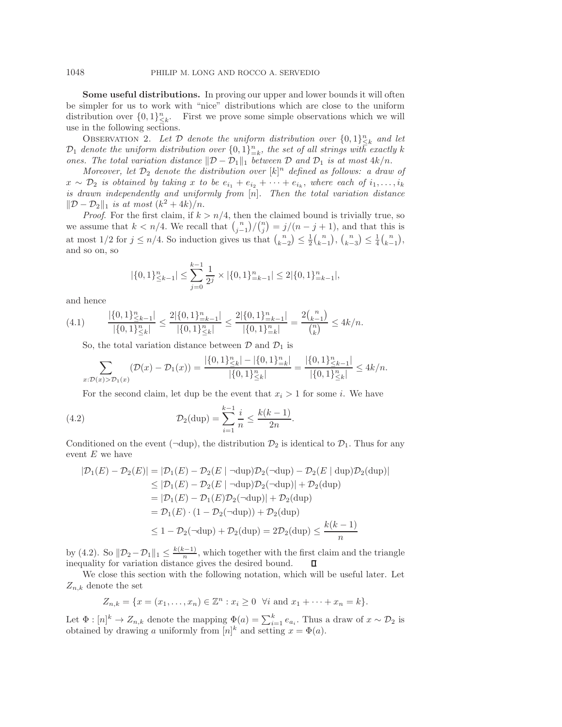**Some useful distributions.** In proving our upper and lower bounds it will often be simpler for us to work with "nice" distributions which are close to the uniform distribution over $\{0,1\}^n_{\leq k}$. First we prove some simple observations which we will use in the following sections.

Observation 2. *Let $\mathcal{D}$ denote the uniform distribution over $\{0,1\}^n_{\leq k}$ and let $\mathcal{D}_1$ denote the uniform distribution over $\{0,1\}^n_{=k}$, the set of all strings with exactly $k$ ones. The total variation distance $\|\mathcal{D} - \mathcal{D}_1\|_1$ between $\mathcal{D}$ and $\mathcal{D}_1$ is at most $4k/n$.*

*Moreover, let $\mathcal{D}_2$ denote the distribution over $[k]^n$ defined as follows: a draw of $x \sim \mathcal{D}_2$ is obtained by taking $x$ to be $e_{i_1} + e_{i_2} + \cdots + e_{i_k}$, where each of $i_1, \ldots, i_k$ is drawn independently and uniformly from $[n]$. Then the total variation distance $\|\mathcal{D} - \mathcal{D}_2\|_1$ is at most $(k^2 + 4k)/n$.*

*Proof.* For the first claim, if $k > n/4$, then the claimed bound is trivially true, so we assume that $k < n/4$. We recall that $\binom{n}{j-1}/\binom{n}{j} = j/(n-j+1)$, and that this is at most $1/2$ for $j \leq n/4$. So induction gives us that $\binom{n}{k-2} \leq \frac{1}{2}\binom{n}{k-1}$, $\binom{n}{k-3} \leq \frac{1}{4}\binom{n}{k-1}$, and so on, so

$$|\{0,1\}^n_{\leq k-1}| \leq \sum_{j=0}^{k-1} \frac{1}{2^j} \times |\{0,1\}^n_{=k-1}| \leq 2|\{0,1\}^n_{=k-1}|,$$

and hence

$$\frac{|\{0,1\}^n_{\leq k-1}|}{|\{0,1\}^n_{\leq k}|} \leq \frac{2|\{0,1\}^n_{=k-1}|}{|\{0,1\}^n_{\leq k}|} \leq \frac{2|\{0,1\}^n_{=k-1}|}{|\{0,1\}^n_{=k}|} = \frac{2\binom{n}{k-1}}{\binom{n}{k}} \leq 4k/n. \tag{4.1}$$

So, the total variation distance between $\mathcal{D}$ and $\mathcal{D}_1$ is

$$\sum_{x:\mathcal{D}(x)>\mathcal{D}_1(x)} (\mathcal{D}(x) - \mathcal{D}_1(x)) = \frac{|\{0,1\}^n_{\leq k}| - |\{0,1\}^n_{=k}|}{|\{0,1\}^n_{\leq k}|} = \frac{|\{0,1\}^n_{\leq k-1}|}{|\{0,1\}^n_{\leq k}|} \leq 4k/n.$$

For the second claim, let dup be the event that $x_i > 1$ for some $i$. We have

$$\mathcal{D}_2(\text{dup}) = \sum_{i=1}^{k-1} \frac{i}{n} \leq \frac{k(k-1)}{2n}. \tag{4.2}$$

Conditioned on the event $(\neg\text{dup})$, the distribution $\mathcal{D}_2$ is identical to $\mathcal{D}_1$. Thus for any event $E$ we have

$$\begin{aligned}
|\mathcal{D}_1(E) - \mathcal{D}_2(E)| &= |\mathcal{D}_1(E) - \mathcal{D}_2(E \mid \neg\text{dup})\mathcal{D}_2(\neg\text{dup}) - \mathcal{D}_2(E \mid \text{dup})\mathcal{D}_2(\text{dup})| \\
&\leq |\mathcal{D}_1(E) - \mathcal{D}_2(E \mid \neg\text{dup})\mathcal{D}_2(\neg\text{dup})| + \mathcal{D}_2(\text{dup}) \\
&= |\mathcal{D}_1(E) - \mathcal{D}_1(E)\mathcal{D}_2(\neg\text{dup})| + \mathcal{D}_2(\text{dup}) \\
&= \mathcal{D}_1(E) \cdot (1 - \mathcal{D}_2(\neg\text{dup})) + \mathcal{D}_2(\text{dup}) \\
&\leq 1 - \mathcal{D}_2(\neg\text{dup}) + \mathcal{D}_2(\text{dup}) = 2\mathcal{D}_2(\text{dup}) \leq \frac{k(k-1)}{n}
\end{aligned}$$

by (4.2). So $\|\mathcal{D}_2 - \mathcal{D}_1\|_1 \leq \frac{k(k-1)}{n}$, which together with the first claim and the triangle inequality for variation distance gives the desired bound. $\square$

We close this section with the following notation, which will be useful later. Let $Z_{n,k}$ denote the set

$$Z_{n,k} = \{x = (x_1, \ldots, x_n) \in \mathbb{Z}^n : x_i \geq 0 \;\; \forall i \text{ and } x_1 + \cdots + x_n = k\}.$$

Let $\Phi : [n]^k \to Z_{n,k}$ denote the mapping $\Phi(a) = \sum_{i=1}^k e_{a_i}$. Thus a draw of $x \sim \mathcal{D}_2$ is obtained by drawing $a$ uniformly from $[n]^k$ and setting $x = \Phi(a)$.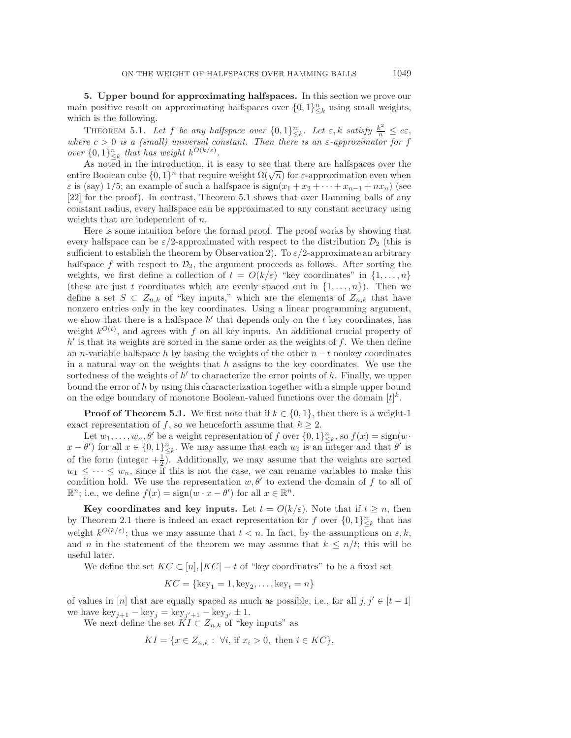## 5. Upper bound for approximating halfspaces.

In this section we prove our main positive result on approximating halfspaces over $\{0,1\}^n_{\leq k}$ using small weights, which is the following.

THEOREM 5.1. *Let $f$ be any halfspace over $\{0,1\}^n_{\leq k}$. Let $\varepsilon, k$ satisfy $\frac{k^2}{n} \leq c\varepsilon$, where $c > 0$ is a (small) universal constant. Then there is an $\varepsilon$-approximator for $f$ over $\{0,1\}^n_{\leq k}$ that has weight $k^{O(k/\varepsilon)}$.*

As noted in the introduction, it is easy to see that there are halfspaces over the entire Boolean cube $\{0,1\}^n$ that require weight $\Omega(\sqrt{n})$ for $\varepsilon$-approximation even when $\varepsilon$ is (say) $1/5$; an example of such a halfspace is $\text{sign}(x_1 + x_2 + \cdots + x_{n-1} + nx_n)$ (see [22] for the proof). In contrast, Theorem 5.1 shows that over Hamming balls of any constant radius, every halfspace can be approximated to any constant accuracy using weights that are independent of $n$.

Here is some intuition before the formal proof. The proof works by showing that every halfspace can be $\varepsilon/2$-approximated with respect to the distribution $\mathcal{D}_2$ (this is sufficient to establish the theorem by Observation 2). To $\varepsilon/2$-approximate an arbitrary halfspace $f$ with respect to $\mathcal{D}_2$, the argument proceeds as follows. After sorting the weights, we first define a collection of $t = O(k/\varepsilon)$ "key coordinates" in $\{1, \ldots, n\}$ (these are just $t$ coordinates which are evenly spaced out in $\{1, \ldots, n\}$). Then we define a set $S \subset Z_{n,k}$ of "key inputs," which are the elements of $Z_{n,k}$ that have nonzero entries only in the key coordinates. Using a linear programming argument, we show that there is a halfspace $h'$ that depends only on the $t$ key coordinates, has weight $k^{O(t)}$, and agrees with $f$ on all key inputs. An additional crucial property of $h'$ is that its weights are sorted in the same order as the weights of $f$. We then define an $n$-variable halfspace $h$ by basing the weights of the other $n - t$ nonkey coordinates in a natural way on the weights that $h$ assigns to the key coordinates. We use the sortedness of the weights of $h'$ to characterize the error points of $h$. Finally, we upper bound the error of $h$ by using this characterization together with a simple upper bound on the edge boundary of monotone Boolean-valued functions over the domain $[t]^k$.

**Proof of Theorem 5.1.** We first note that if $k \in \{0, 1\}$, then there is a weight-1 exact representation of $f$, so we henceforth assume that $k \geq 2$.

Let $w_1, \ldots, w_n, \theta'$ be a weight representation of $f$ over $\{0,1\}^n_{\leq k}$, so $f(x) = \text{sign}(w \cdot x - \theta')$ for all $x \in \{0,1\}^n_{\leq k}$. We may assume that each $w_i$ is an integer and that $\theta'$ is of the form (integer $+\frac{1}{2}$). Additionally, we may assume that the weights are sorted $w_1 \leq \cdots \leq w_n$, since if this is not the case, we can rename variables to make this condition hold. We use the representation $w, \theta'$ to extend the domain of $f$ to all of $\mathbb{R}^n$; i.e., we define $f(x) = \text{sign}(w \cdot x - \theta')$ for all $x \in \mathbb{R}^n$.

**Key coordinates and key inputs.** Let $t = O(k/\varepsilon)$. Note that if $t \geq n$, then by Theorem 2.1 there is indeed an exact representation for $f$ over $\{0,1\}^n_{\leq k}$ that has weight $k^{O(k/\varepsilon)}$; thus we may assume that $t < n$. In fact, by the assumptions on $\varepsilon, k$, and $n$ in the statement of the theorem we may assume that $k \leq n/t$; this will be useful later.

We define the set $KC \subset [n], |KC| = t$ of "key coordinates" to be a fixed set

$$KC = \{\text{key}_1 = 1, \text{key}_2, \ldots, \text{key}_t = n\}$$

of values in $[n]$ that are equally spaced as much as possible, i.e., for all $j, j' \in [t-1]$ we have $\text{key}_{j+1} - \text{key}_j = \text{key}_{j'+1} - \text{key}_{j'} \pm 1$.

We next define the set $KI \subset Z_{n,k}$ of "key inputs" as

$$KI = \{x \in Z_{n,k} : \ \forall i, \text{ if } x_i > 0, \text{ then } i \in KC\},$$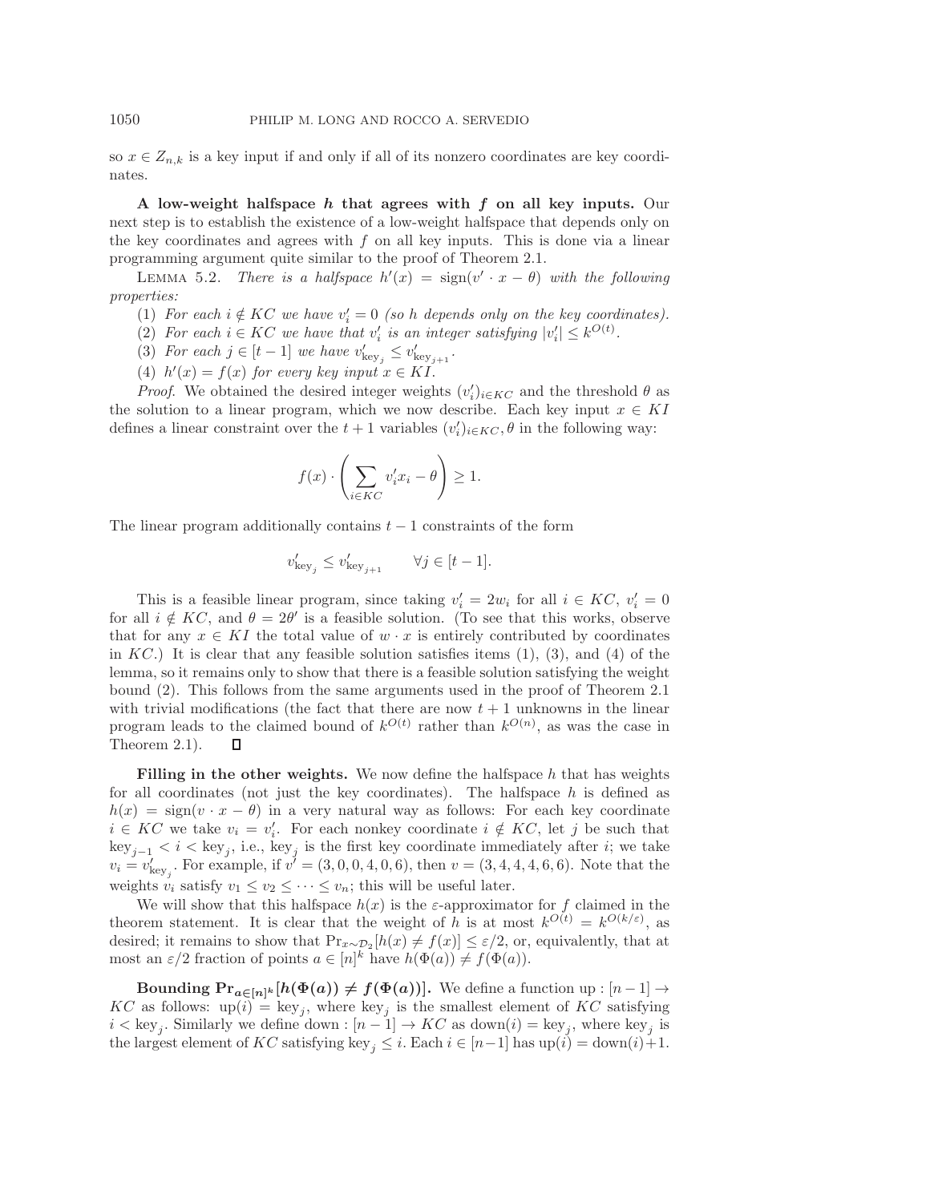so $x \in Z_{n,k}$ is a key input if and only if all of its nonzero coordinates are key coordinates.

**A low-weight halfspace $h$ that agrees with $f$ on all key inputs.** Our next step is to establish the existence of a low-weight halfspace that depends only on the key coordinates and agrees with $f$ on all key inputs. This is done via a linear programming argument quite similar to the proof of Theorem 2.1.

LEMMA 5.2. *There is a halfspace $h'(x) = \text{sign}(v' \cdot x - \theta)$ with the following properties:*

(1) *For each $i \notin KC$ we have $v'_i = 0$ (so $h$ depends only on the key coordinates).*

(2) *For each $i \in KC$ we have that $v'_i$ is an integer satisfying $|v'_i| \leq k^{O(t)}$.*

(3) *For each $j \in [t-1]$ we have $v'_{\text{key}_j} \leq v'_{\text{key}_{j+1}}$.*

(4) *$h'(x) = f(x)$ for every key input $x \in KI$.*

*Proof*. We obtained the desired integer weights $(v'_i)_{i \in KC}$ and the threshold $\theta$ as the solution to a linear program, which we now describe. Each key input $x \in KI$ defines a linear constraint over the $t+1$ variables $(v'_i)_{i \in KC}, \theta$ in the following way:

$$f(x) \cdot \left( \sum_{i \in KC} v'_i x_i - \theta \right) \geq 1.$$

The linear program additionally contains $t-1$ constraints of the form

$$v'_{\text{key}_j} \leq v'_{\text{key}_{j+1}} \qquad \forall j \in [t-1].$$

This is a feasible linear program, since taking $v'_i = 2w_i$ for all $i \in KC$, $v'_i = 0$ for all $i \notin KC$, and $\theta = 2\theta'$ is a feasible solution. (To see that this works, observe that for any $x \in KI$ the total value of $w \cdot x$ is entirely contributed by coordinates in $KC$.) It is clear that any feasible solution satisfies items (1), (3), and (4) of the lemma, so it remains only to show that there is a feasible solution satisfying the weight bound (2). This follows from the same arguments used in the proof of Theorem 2.1 with trivial modifications (the fact that there are now $t+1$ unknowns in the linear program leads to the claimed bound of $k^{O(t)}$ rather than $k^{O(n)}$, as was the case in Theorem 2.1). ◻

**Filling in the other weights.** We now define the halfspace $h$ that has weights for all coordinates (not just the key coordinates). The halfspace $h$ is defined as $h(x) = \text{sign}(v \cdot x - \theta)$ in a very natural way as follows: For each key coordinate $i \in KC$ we take $v_i = v'_i$. For each nonkey coordinate $i \notin KC$, let $j$ be such that $\text{key}_{j-1} < i < \text{key}_j$, i.e., $\text{key}_j$ is the first key coordinate immediately after $i$; we take $v_i = v'_{\text{key}_j}$. For example, if $v' = (3, 0, 0, 4, 0, 6)$, then $v = (3, 4, 4, 4, 6, 6)$. Note that the weights $v_i$ satisfy $v_1 \leq v_2 \leq \cdots \leq v_n$; this will be useful later.

We will show that this halfspace $h(x)$ is the $\varepsilon$-approximator for $f$ claimed in the theorem statement. It is clear that the weight of $h$ is at most $k^{O(t)} = k^{O(k/\varepsilon)}$, as desired; it remains to show that $\Pr_{x \sim \mathcal{D}_2}[h(x) \neq f(x)] \leq \varepsilon/2$, or, equivalently, that at most an $\varepsilon/2$ fraction of points $a \in [n]^k$ have $h(\Phi(a)) \neq f(\Phi(a))$.

**Bounding $\Pr_{a \in [n]^k}[h(\Phi(a)) \neq f(\Phi(a))]$.** We define a function up : $[n-1] \to KC$ as follows: $\text{up}(i) = \text{key}_j$, where $\text{key}_j$ is the smallest element of $KC$ satisfying $i < \text{key}_j$. Similarly we define down : $[n-1] \to KC$ as $\text{down}(i) = \text{key}_j$, where $\text{key}_j$ is the largest element of $KC$ satisfying $\text{key}_j \leq i$. Each $i \in [n-1]$ has $\text{up}(i) = \text{down}(i)+1$.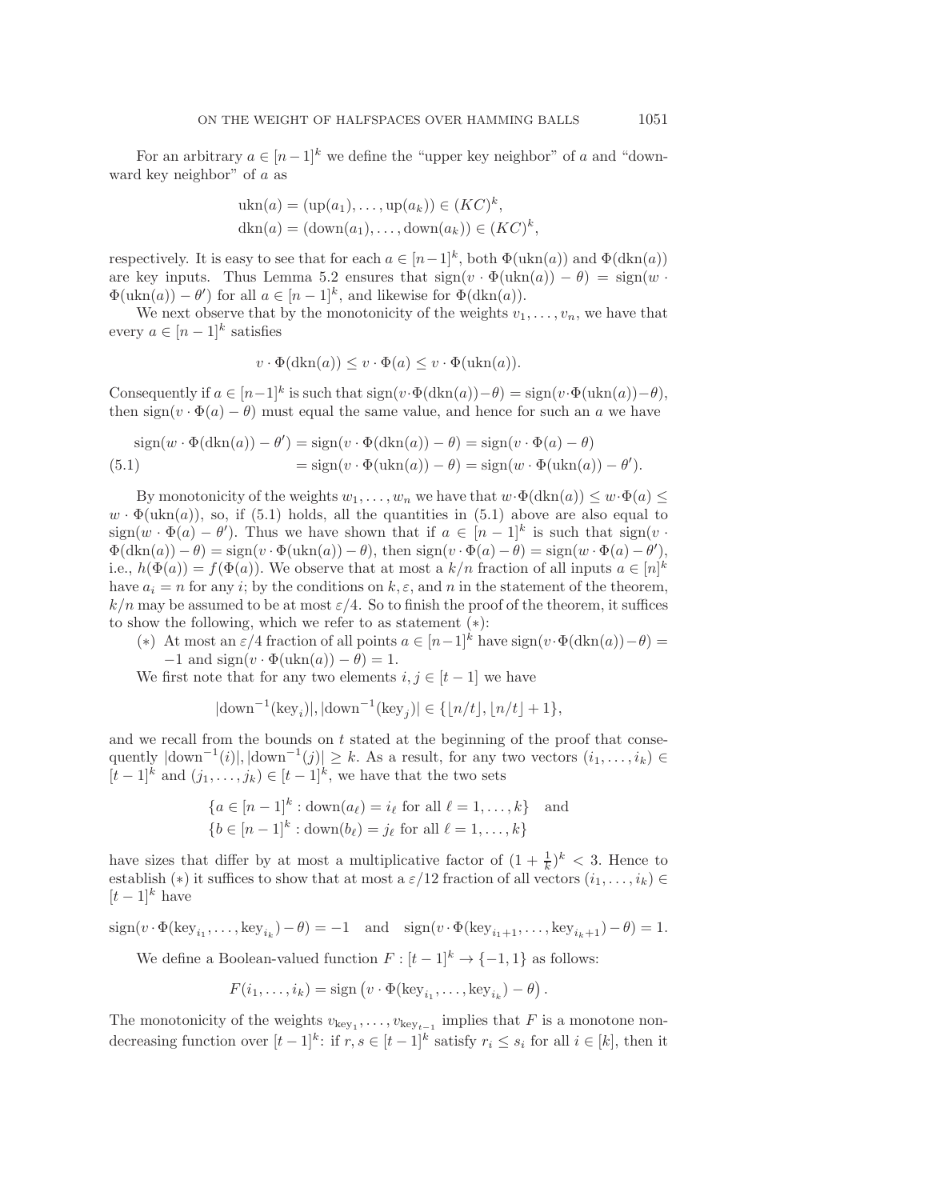For an arbitrary $a \in [n-1]^k$ we define the "upper key neighbor" of $a$ and "downward key neighbor" of $a$ as

$$\text{ukn}(a) = (\text{up}(a_1), \ldots, \text{up}(a_k)) \in (KC)^k,$$
$$\text{dkn}(a) = (\text{down}(a_1), \ldots, \text{down}(a_k)) \in (KC)^k,$$

respectively. It is easy to see that for each $a \in [n-1]^k$, both $\Phi(\text{ukn}(a))$ and $\Phi(\text{dkn}(a))$ are key inputs. Thus Lemma 5.2 ensures that $\text{sign}(v \cdot \Phi(\text{ukn}(a)) - \theta) = \text{sign}(w \cdot \Phi(\text{ukn}(a)) - \theta')$ for all $a \in [n-1]^k$, and likewise for $\Phi(\text{dkn}(a))$.

We next observe that by the monotonicity of the weights $v_1, \ldots, v_n$, we have that every $a \in [n-1]^k$ satisfies

$$v \cdot \Phi(\text{dkn}(a)) \leq v \cdot \Phi(a) \leq v \cdot \Phi(\text{ukn}(a)).$$

Consequently if $a \in [n-1]^k$ is such that $\text{sign}(v \cdot \Phi(\text{dkn}(a)) - \theta) = \text{sign}(v \cdot \Phi(\text{ukn}(a)) - \theta)$, then $\text{sign}(v \cdot \Phi(a) - \theta)$ must equal the same value, and hence for such an $a$ we have

$$\begin{aligned}\text{sign}(w \cdot \Phi(\text{dkn}(a)) - \theta') &= \text{sign}(v \cdot \Phi(\text{dkn}(a)) - \theta) = \text{sign}(v \cdot \Phi(a) - \theta)\\ &= \text{sign}(v \cdot \Phi(\text{ukn}(a)) - \theta) = \text{sign}(w \cdot \Phi(\text{ukn}(a)) - \theta'). \end{aligned} \tag{5.1}$$

By monotonicity of the weights $w_1, \ldots, w_n$ we have that $w \cdot \Phi(\text{dkn}(a)) \leq w \cdot \Phi(a) \leq w \cdot \Phi(\text{ukn}(a))$, so, if (5.1) holds, all the quantities in (5.1) above are also equal to $\text{sign}(w \cdot \Phi(a) - \theta')$. Thus we have shown that if $a \in [n-1]^k$ is such that $\text{sign}(v \cdot \Phi(\text{dkn}(a)) - \theta) = \text{sign}(v \cdot \Phi(\text{ukn}(a)) - \theta)$, then $\text{sign}(v \cdot \Phi(a) - \theta) = \text{sign}(w \cdot \Phi(a) - \theta')$, i.e., $h(\Phi(a)) = f(\Phi(a))$. We observe that at most a $k/n$ fraction of all inputs $a \in [n]^k$ have $a_i = n$ for any $i$; by the conditions on $k, \varepsilon$, and $n$ in the statement of the theorem, $k/n$ may be assumed to be at most $\varepsilon/4$. So to finish the proof of the theorem, it suffices to show the following, which we refer to as statement $(*)$:

$(*)$ At most an $\varepsilon/4$ fraction of all points $a \in [n-1]^k$ have $\text{sign}(v \cdot \Phi(\text{dkn}(a)) - \theta) = -1$ and $\text{sign}(v \cdot \Phi(\text{ukn}(a)) - \theta) = 1$.

We first note that for any two elements $i, j \in [t-1]$ we have

$$|\text{down}^{-1}(\text{key}_i)|, |\text{down}^{-1}(\text{key}_j)| \in \{\lfloor n/t \rfloor, \lfloor n/t \rfloor + 1\},$$

and we recall from the bounds on $t$ stated at the beginning of the proof that consequently $|\text{down}^{-1}(i)|, |\text{down}^{-1}(j)| \geq k$. As a result, for any two vectors $(i_1, \ldots, i_k) \in [t-1]^k$ and $(j_1, \ldots, j_k) \in [t-1]^k$, we have that the two sets

$$\{a \in [n-1]^k : \text{down}(a_\ell) = i_\ell \text{ for all } \ell = 1, \ldots, k\} \quad \text{and}$$
$$\{b \in [n-1]^k : \text{down}(b_\ell) = j_\ell \text{ for all } \ell = 1, \ldots, k\}$$

have sizes that differ by at most a multiplicative factor of $(1 + \frac{1}{k})^k < 3$. Hence to establish $(*)$ it suffices to show that at most a $\varepsilon/12$ fraction of all vectors $(i_1, \ldots, i_k) \in [t-1]^k$ have

$$\text{sign}(v \cdot \Phi(\text{key}_{i_1}, \ldots, \text{key}_{i_k}) - \theta) = -1 \quad \text{and} \quad \text{sign}(v \cdot \Phi(\text{key}_{i_1+1}, \ldots, \text{key}_{i_k+1}) - \theta) = 1.$$

We define a Boolean-valued function $F : [t-1]^k \to \{-1, 1\}$ as follows:

$$F(i_1, \ldots, i_k) = \text{sign}\left(v \cdot \Phi(\text{key}_{i_1}, \ldots, \text{key}_{i_k}) - \theta\right).$$

The monotonicity of the weights $v_{\text{key}_1}, \ldots, v_{\text{key}_{t-1}}$ implies that $F$ is a monotone nondecreasing function over $[t-1]^k$: if $r, s \in [t-1]^k$ satisfy $r_i \leq s_i$ for all $i \in [k]$, then it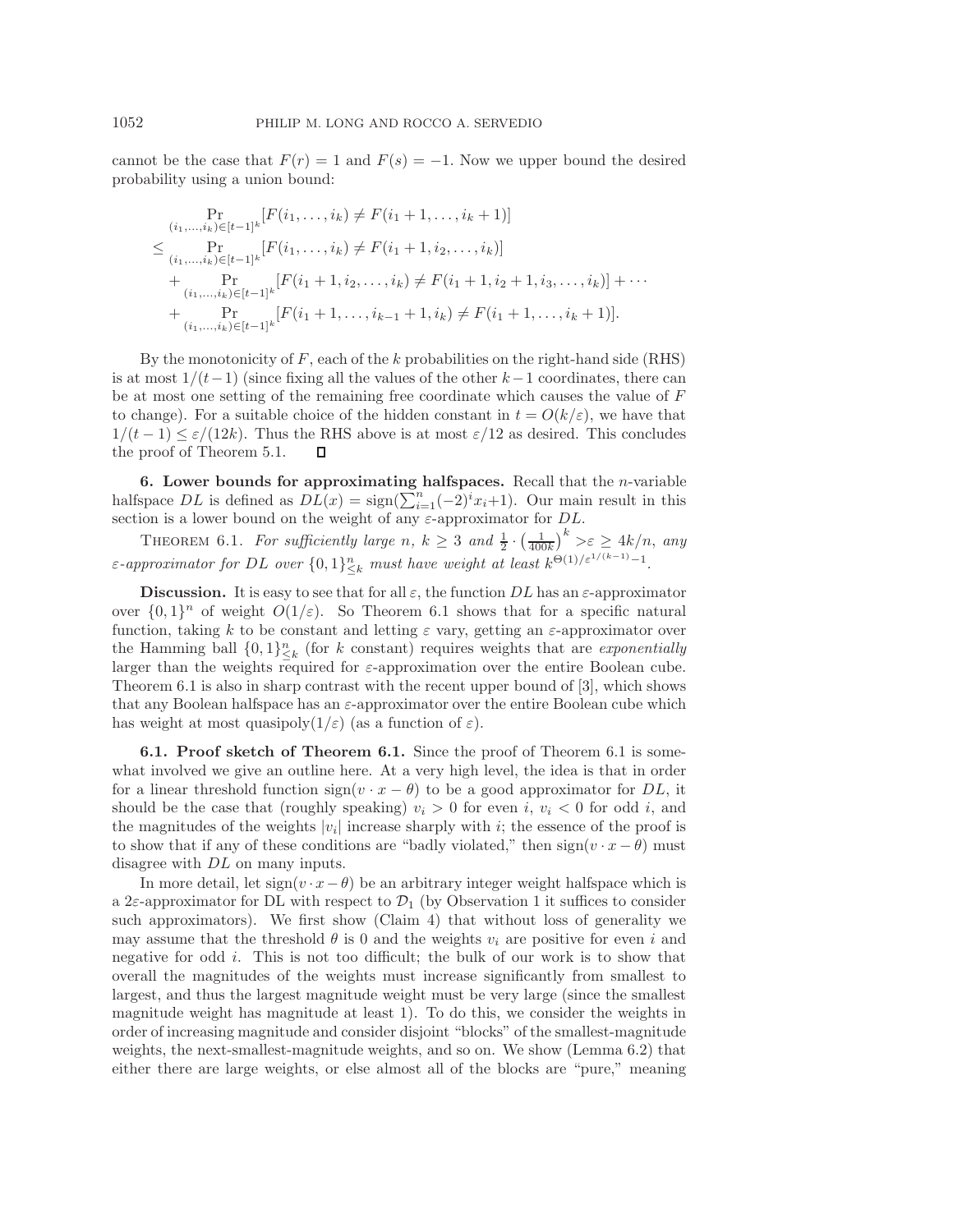cannot be the case that $F(r) = 1$ and $F(s) = -1$. Now we upper bound the desired probability using a union bound:

$$
\begin{aligned}
&\Pr_{(i_1,\dots,i_k)\in[t-1]^k}[F(i_1,\dots,i_k) \neq F(i_1+1,\dots,i_k+1)] \\
&\le \Pr_{(i_1,\dots,i_k)\in[t-1]^k}[F(i_1,\dots,i_k) \neq F(i_1+1,i_2,\dots,i_k)] \\
&\quad + \Pr_{(i_1,\dots,i_k)\in[t-1]^k}[F(i_1+1,i_2,\dots,i_k) \neq F(i_1+1,i_2+1,i_3,\dots,i_k)] + \cdots \\
&\quad + \Pr_{(i_1,\dots,i_k)\in[t-1]^k}[F(i_1+1,\dots,i_{k-1}+1,i_k) \neq F(i_1+1,\dots,i_k+1)].
\end{aligned}
$$

By the monotonicity of $F$, each of the $k$ probabilities on the right-hand side (RHS) is at most $1/(t-1)$ (since fixing all the values of the other $k-1$ coordinates, there can be at most one setting of the remaining free coordinate which causes the value of $F$ to change). For a suitable choice of the hidden constant in $t = O(k/\varepsilon)$, we have that $1/(t-1) \le \varepsilon/(12k)$. Thus the RHS above is at most $\varepsilon/12$ as desired. This concludes the proof of Theorem 5.1. ∎

## 6. Lower bounds for approximating halfspaces.

Recall that the $n$-variable halfspace $DL$ is defined as $DL(x) = \text{sign}(\sum_{i=1}^{n}(-2)^i x_i + 1)$. Our main result in this section is a lower bound on the weight of any $\varepsilon$-approximator for $DL$.

THEOREM 6.1. *For sufficiently large $n$, $k \ge 3$ and $\frac{1}{2}\cdot\left(\frac{1}{400k}\right)^k > \varepsilon \ge 4k/n$, any $\varepsilon$-approximator for $DL$ over $\{0,1\}^n_{\le k}$ must have weight at least $k^{\Theta(1)/\varepsilon^{1/(k-1)}-1}$.*

**Discussion.** It is easy to see that for all $\varepsilon$, the function $DL$ has an $\varepsilon$-approximator over $\{0,1\}^n$ of weight $O(1/\varepsilon)$. So Theorem 6.1 shows that for a specific natural function, taking $k$ to be constant and letting $\varepsilon$ vary, getting an $\varepsilon$-approximator over the Hamming ball $\{0,1\}^n_{\le k}$ (for $k$ constant) requires weights that are *exponentially* larger than the weights required for $\varepsilon$-approximation over the entire Boolean cube. Theorem 6.1 is also in sharp contrast with the recent upper bound of [3], which shows that any Boolean halfspace has an $\varepsilon$-approximator over the entire Boolean cube which has weight at most quasipoly$(1/\varepsilon)$ (as a function of $\varepsilon$).

### 6.1. Proof sketch of Theorem 6.1.

Since the proof of Theorem 6.1 is somewhat involved we give an outline here. At a very high level, the idea is that in order for a linear threshold function $\text{sign}(v \cdot x - \theta)$ to be a good approximator for $DL$, it should be the case that (roughly speaking) $v_i > 0$ for even $i$, $v_i < 0$ for odd $i$, and the magnitudes of the weights $|v_i|$ increase sharply with $i$; the essence of the proof is to show that if any of these conditions are "badly violated," then $\text{sign}(v \cdot x - \theta)$ must disagree with $DL$ on many inputs.

In more detail, let $\text{sign}(v \cdot x - \theta)$ be an arbitrary integer weight halfspace which is a $2\varepsilon$-approximator for DL with respect to $\mathcal{D}_1$ (by Observation 1 it suffices to consider such approximators). We first show (Claim 4) that without loss of generality we may assume that the threshold $\theta$ is 0 and the weights $v_i$ are positive for even $i$ and negative for odd $i$. This is not too difficult; the bulk of our work is to show that overall the magnitudes of the weights must increase significantly from smallest to largest, and thus the largest magnitude weight must be very large (since the smallest magnitude weight has magnitude at least 1). To do this, we consider the weights in order of increasing magnitude and consider disjoint "blocks" of the smallest-magnitude weights, the next-smallest-magnitude weights, and so on. We show (Lemma 6.2) that either there are large weights, or else almost all of the blocks are "pure," meaning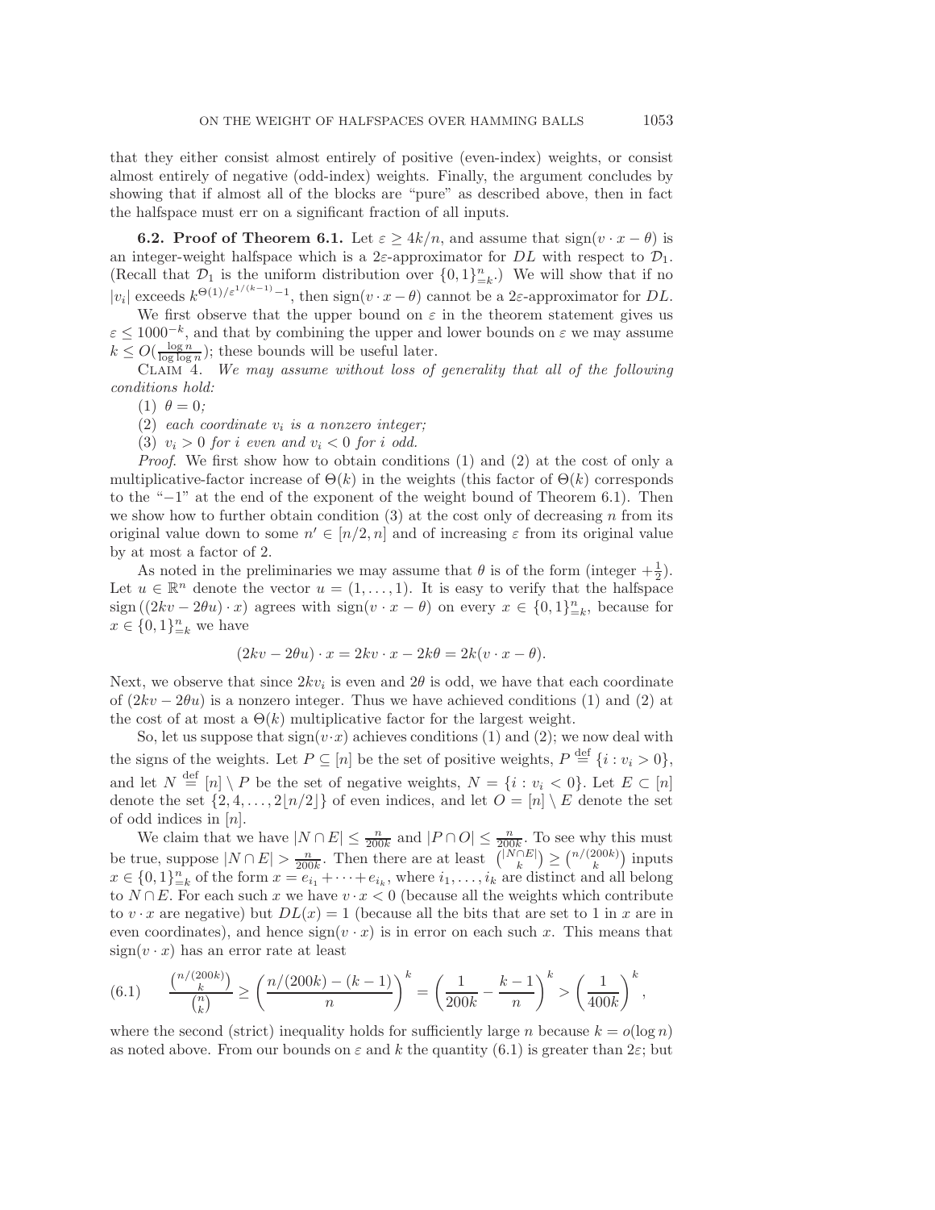that they either consist almost entirely of positive (even-index) weights, or consist almost entirely of negative (odd-index) weights. Finally, the argument concludes by showing that if almost all of the blocks are "pure" as described above, then in fact the halfspace must err on a significant fraction of all inputs.

**6.2. Proof of Theorem 6.1.** Let $\varepsilon \geq 4k/n$, and assume that $\text{sign}(v \cdot x - \theta)$ is an integer-weight halfspace which is a $2\varepsilon$-approximator for $DL$ with respect to $\mathcal{D}_1$. (Recall that $\mathcal{D}_1$ is the uniform distribution over $\{0,1\}^n_{=k}$.) We will show that if no $|v_i|$ exceeds $k^{\Theta(1)/\varepsilon^{1/(k-1)}-1}$, then $\text{sign}(v \cdot x - \theta)$ cannot be a $2\varepsilon$-approximator for $DL$.

We first observe that the upper bound on $\varepsilon$ in the theorem statement gives us $\varepsilon \leq 1000^{-k}$, and that by combining the upper and lower bounds on $\varepsilon$ we may assume $k \leq O(\frac{\log n}{\log \log n})$; these bounds will be useful later.

Claim 4. *We may assume without loss of generality that all of the following conditions hold:*

(1) $\theta = 0$*;*

(2) *each coordinate $v_i$ is a nonzero integer;*

(3) $v_i > 0$ *for $i$ even and* $v_i < 0$ *for $i$ odd.*

*Proof.* We first show how to obtain conditions (1) and (2) at the cost of only a multiplicative-factor increase of $\Theta(k)$ in the weights (this factor of $\Theta(k)$ corresponds to the "$-1$" at the end of the exponent of the weight bound of Theorem 6.1). Then we show how to further obtain condition (3) at the cost only of decreasing $n$ from its original value down to some $n' \in [n/2, n]$ and of increasing $\varepsilon$ from its original value by at most a factor of 2.

As noted in the preliminaries we may assume that $\theta$ is of the form (integer $+\frac{1}{2}$). Let $u \in \mathbb{R}^n$ denote the vector $u = (1, \ldots, 1)$. It is easy to verify that the halfspace $\text{sign}\left((2kv - 2\theta u) \cdot x\right)$ agrees with $\text{sign}(v \cdot x - \theta)$ on every $x \in \{0,1\}^n_{=k}$, because for $x \in \{0,1\}^n_{=k}$ we have

$$(2kv - 2\theta u) \cdot x = 2kv \cdot x - 2k\theta = 2k(v \cdot x - \theta).$$

Next, we observe that since $2kv_i$ is even and $2\theta$ is odd, we have that each coordinate of $(2kv - 2\theta u)$ is a nonzero integer. Thus we have achieved conditions (1) and (2) at the cost of at most a $\Theta(k)$ multiplicative factor for the largest weight.

So, let us suppose that $\text{sign}(v \cdot x)$ achieves conditions (1) and (2); we now deal with the signs of the weights. Let $P \subseteq [n]$ be the set of positive weights, $P \stackrel{\text{def}}{=} \{i : v_i > 0\}$, and let $N \stackrel{\text{def}}{=} [n] \setminus P$ be the set of negative weights, $N = \{i : v_i < 0\}$. Let $E \subset [n]$ denote the set $\{2, 4, \ldots, 2\lfloor n/2 \rfloor\}$ of even indices, and let $O = [n] \setminus E$ denote the set of odd indices in $[n]$.

We claim that we have $|N \cap E| \leq \frac{n}{200k}$ and $|P \cap O| \leq \frac{n}{200k}$. To see why this must be true, suppose $|N \cap E| > \frac{n}{200k}$. Then there are at least $\binom{|N \cap E|}{k} \geq \binom{n/(200k)}{k}$ inputs $x \in \{0,1\}^n_{=k}$ of the form $x = e_{i_1} + \cdots + e_{i_k}$, where $i_1, \ldots, i_k$ are distinct and all belong to $N \cap E$. For each such $x$ we have $v \cdot x < 0$ (because all the weights which contribute to $v \cdot x$ are negative) but $DL(x) = 1$ (because all the bits that are set to 1 in $x$ are in even coordinates), and hence $\text{sign}(v \cdot x)$ is in error on each such $x$. This means that $\text{sign}(v \cdot x)$ has an error rate at least

$$\frac{\binom{n/(200k)}{k}}{\binom{n}{k}} \geq \left(\frac{n/(200k) - (k-1)}{n}\right)^k = \left(\frac{1}{200k} - \frac{k-1}{n}\right)^k > \left(\frac{1}{400k}\right)^k, \tag{6.1}$$

where the second (strict) inequality holds for sufficiently large $n$ because $k = o(\log n)$ as noted above. From our bounds on $\varepsilon$ and $k$ the quantity (6.1) is greater than $2\varepsilon$; but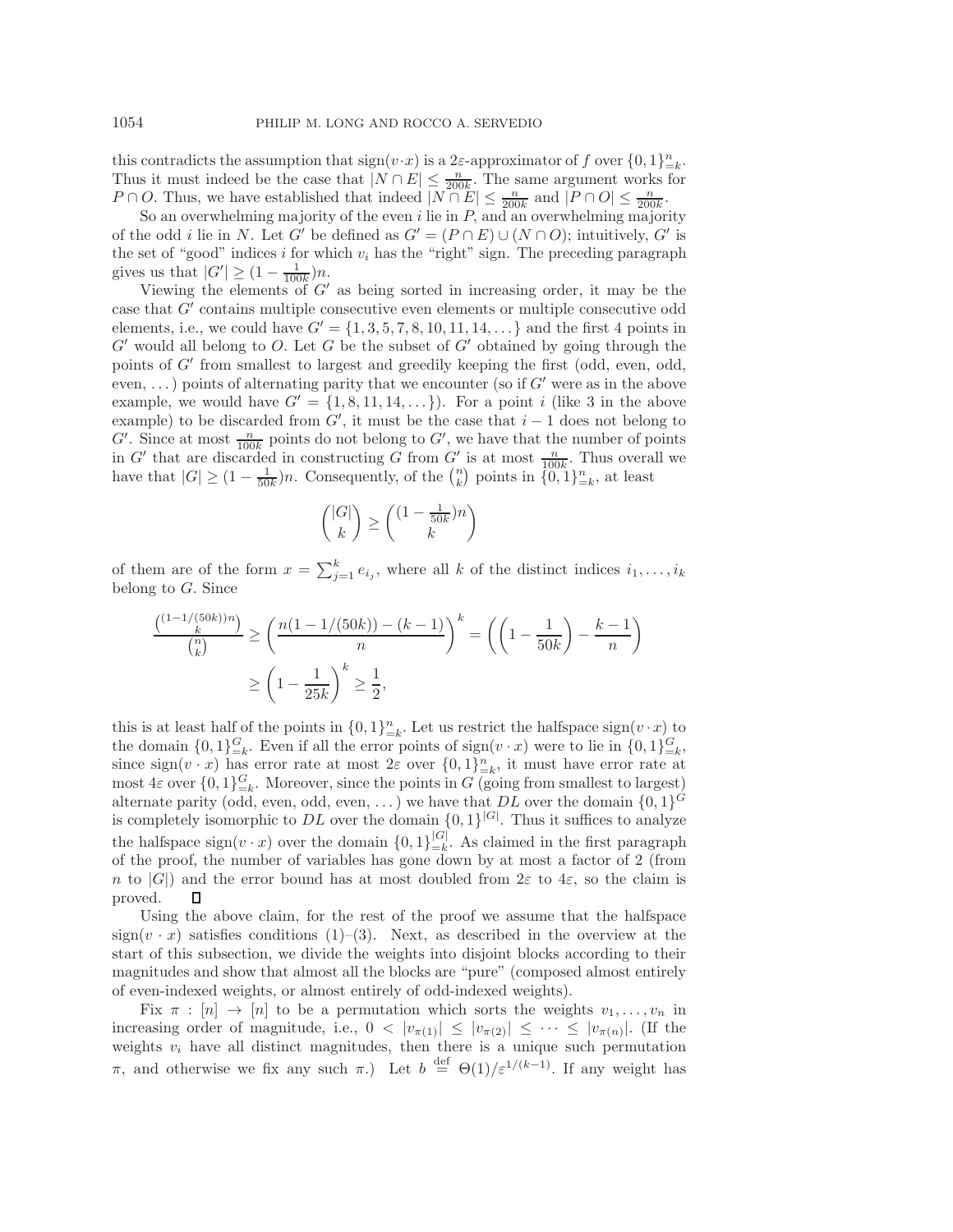this contradicts the assumption that $\mathrm{sign}(v \cdot x)$ is a $2\varepsilon$-approximator of $f$ over $\{0,1\}^n_{=k}$. Thus it must indeed be the case that $|N \cap E| \le \frac{n}{200k}$. The same argument works for $P \cap O$. Thus, we have established that indeed $|N \cap E| \le \frac{n}{200k}$ and $|P \cap O| \le \frac{n}{200k}$.

So an overwhelming majority of the even $i$ lie in $P$, and an overwhelming majority of the odd $i$ lie in $N$. Let $G'$ be defined as $G' = (P \cap E) \cup (N \cap O)$; intuitively, $G'$ is the set of "good" indices $i$ for which $v_i$ has the "right" sign. The preceding paragraph gives us that $|G'| \ge (1 - \frac{1}{100k})n$.

Viewing the elements of $G'$ as being sorted in increasing order, it may be the case that $G'$ contains multiple consecutive even elements or multiple consecutive odd elements, i.e., we could have $G' = \{1, 3, 5, 7, 8, 10, 11, 14, \dots\}$ and the first 4 points in $G'$ would all belong to $O$. Let $G$ be the subset of $G'$ obtained by going through the points of $G'$ from smallest to largest and greedily keeping the first (odd, even, odd, even, ...) points of alternating parity that we encounter (so if $G'$ were as in the above example, we would have $G' = \{1, 8, 11, 14, \dots\}$). For a point $i$ (like 3 in the above example) to be discarded from $G'$, it must be the case that $i - 1$ does not belong to $G'$. Since at most $\frac{n}{100k}$ points do not belong to $G'$, we have that the number of points in $G'$ that are discarded in constructing $G$ from $G'$ is at most $\frac{n}{100k}$. Thus overall we have that $|G| \ge (1 - \frac{1}{50k})n$. Consequently, of the $\binom{n}{k}$ points in $\{0,1\}^n_{=k}$, at least

$$\binom{|G|}{k} \ge \binom{(1 - \frac{1}{50k})n}{k}$$

of them are of the form $x = \sum_{j=1}^k e_{i_j}$, where all $k$ of the distinct indices $i_1, \dots, i_k$ belong to $G$. Since

$$\frac{\binom{(1-1/(50k))n}{k}}{\binom{n}{k}} \ge \left(\frac{n(1 - 1/(50k)) - (k-1)}{n}\right)^k = \left(\left(1 - \frac{1}{50k}\right) - \frac{k-1}{n}\right)$$
$$\ge \left(1 - \frac{1}{25k}\right)^k \ge \frac{1}{2},$$

this is at least half of the points in $\{0,1\}^n_{=k}$. Let us restrict the halfspace $\mathrm{sign}(v \cdot x)$ to the domain $\{0,1\}^G_{=k}$. Even if all the error points of $\mathrm{sign}(v \cdot x)$ were to lie in $\{0,1\}^G_{=k}$, since $\mathrm{sign}(v \cdot x)$ has error rate at most $2\varepsilon$ over $\{0,1\}^n_{=k}$, it must have error rate at most $4\varepsilon$ over $\{0,1\}^G_{=k}$. Moreover, since the points in $G$ (going from smallest to largest) alternate parity (odd, even, odd, even, ...) we have that $DL$ over the domain $\{0,1\}^G$ is completely isomorphic to $DL$ over the domain $\{0,1\}^{|G|}$. Thus it suffices to analyze the halfspace $\mathrm{sign}(v \cdot x)$ over the domain $\{0,1\}^{|G|}_{=k}$. As claimed in the first paragraph of the proof, the number of variables has gone down by at most a factor of 2 (from $n$ to $|G|$) and the error bound has at most doubled from $2\varepsilon$ to $4\varepsilon$, so the claim is proved. $\square$

Using the above claim, for the rest of the proof we assume that the halfspace $\mathrm{sign}(v \cdot x)$ satisfies conditions (1)–(3). Next, as described in the overview at the start of this subsection, we divide the weights into disjoint blocks according to their magnitudes and show that almost all the blocks are "pure" (composed almost entirely of even-indexed weights, or almost entirely of odd-indexed weights).

Fix $\pi : [n] \to [n]$ to be a permutation which sorts the weights $v_1, \dots, v_n$ in increasing order of magnitude, i.e., $0 < |v_{\pi(1)}| \le |v_{\pi(2)}| \le \dots \le |v_{\pi(n)}|$. (If the weights $v_i$ have all distinct magnitudes, then there is a unique such permutation $\pi$, and otherwise we fix any such $\pi$.) Let $b \stackrel{\mathrm{def}}{=} \Theta(1)/\varepsilon^{1/(k-1)}$. If any weight has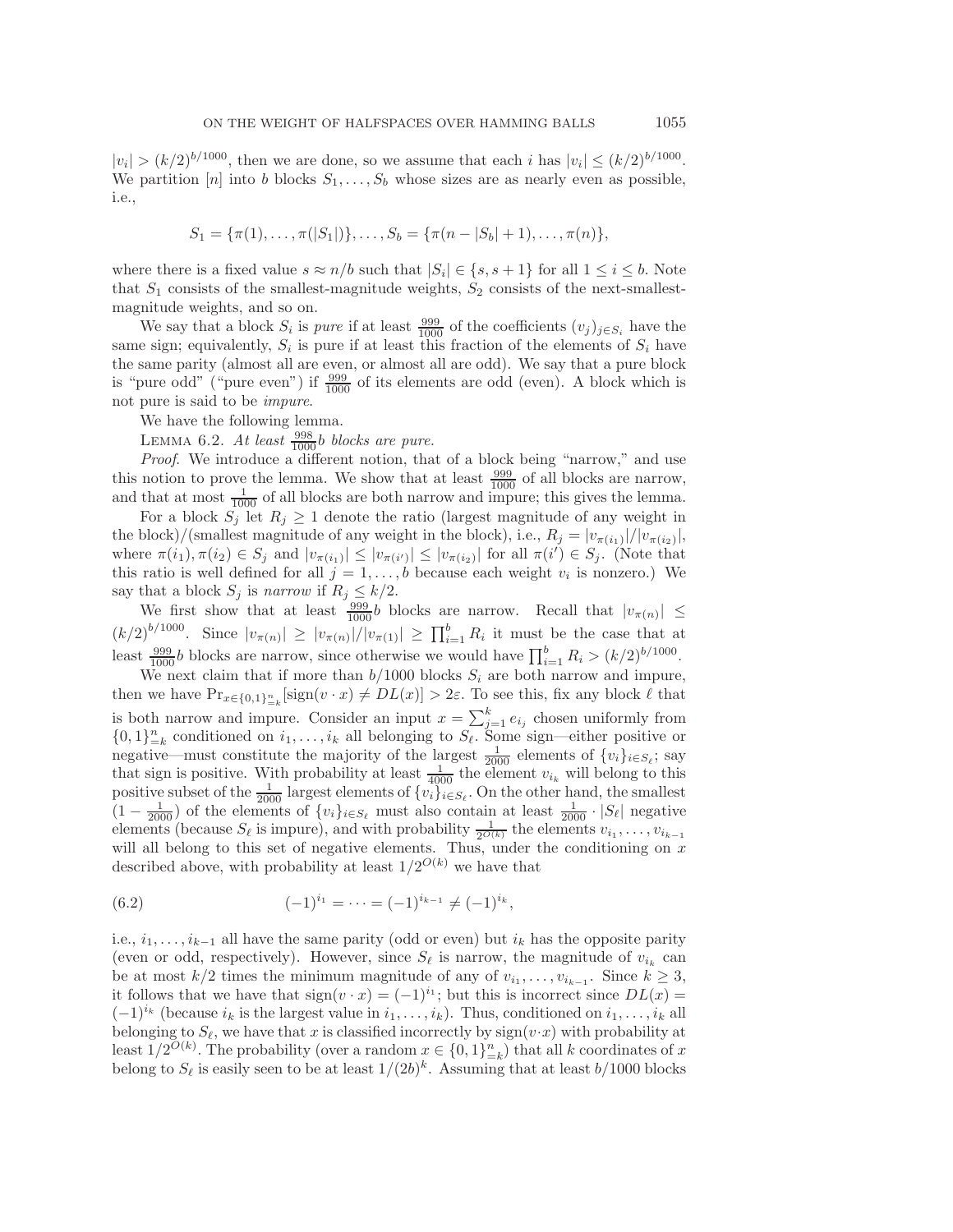$|v_i| > (k/2)^{b/1000}$, then we are done, so we assume that each $i$ has $|v_i| \le (k/2)^{b/1000}$. We partition $[n]$ into $b$ blocks $S_1, \ldots, S_b$ whose sizes are as nearly even as possible, i.e.,

$$S_1 = \{\pi(1), \ldots, \pi(|S_1|)\}, \ldots, S_b = \{\pi(n - |S_b| + 1), \ldots, \pi(n)\},$$

where there is a fixed value $s \approx n/b$ such that $|S_i| \in \{s, s+1\}$ for all $1 \le i \le b$. Note that $S_1$ consists of the smallest-magnitude weights, $S_2$ consists of the next-smallest-magnitude weights, and so on.

We say that a block $S_i$ is *pure* if at least $\frac{999}{1000}$ of the coefficients $(v_j)_{j \in S_i}$ have the same sign; equivalently, $S_i$ is pure if at least this fraction of the elements of $S_i$ have the same parity (almost all are even, or almost all are odd). We say that a pure block is "pure odd" ("pure even") if $\frac{999}{1000}$ of its elements are odd (even). A block which is not pure is said to be *impure*.

We have the following lemma.

Lemma 6.2. *At least $\frac{998}{1000}b$ blocks are pure.*

*Proof*. We introduce a different notion, that of a block being "narrow," and use this notion to prove the lemma. We show that at least $\frac{999}{1000}$ of all blocks are narrow, and that at most $\frac{1}{1000}$ of all blocks are both narrow and impure; this gives the lemma.

For a block $S_j$ let $R_j \ge 1$ denote the ratio (largest magnitude of any weight in the block)/(smallest magnitude of any weight in the block), i.e., $R_j = |v_{\pi(i_1)}|/|v_{\pi(i_2)}|$, where $\pi(i_1), \pi(i_2) \in S_j$ and $|v_{\pi(i_1)}| \le |v_{\pi(i')}| \le |v_{\pi(i_2)}|$ for all $\pi(i') \in S_j$. (Note that this ratio is well defined for all $j = 1, \ldots, b$ because each weight $v_i$ is nonzero.) We say that a block $S_j$ is *narrow* if $R_j \le k/2$.

We first show that at least $\frac{999}{1000}b$ blocks are narrow. Recall that $|v_{\pi(n)}| \le (k/2)^{b/1000}$. Since $|v_{\pi(n)}| \ge |v_{\pi(n)}|/|v_{\pi(1)}| \ge \prod_{i=1}^{b} R_i$ it must be the case that at least $\frac{999}{1000}b$ blocks are narrow, since otherwise we would have $\prod_{i=1}^{b} R_i > (k/2)^{b/1000}$.

We next claim that if more than $b/1000$ blocks $S_i$ are both narrow and impure, then we have $\Pr_{x \in \{0,1\}^n_{=k}}[\mathrm{sign}(v \cdot x) \ne DL(x)] > 2\varepsilon$. To see this, fix any block $\ell$ that is both narrow and impure. Consider an input $x = \sum_{j=1}^{k} e_{i_j}$ chosen uniformly from $\{0,1\}^n_{=k}$ conditioned on $i_1, \ldots, i_k$ all belonging to $S_\ell$. Some sign—either positive or negative—must constitute the majority of the largest $\frac{1}{2000}$ elements of $\{v_i\}_{i \in S_\ell}$; say that sign is positive. With probability at least $\frac{1}{4000}$ the element $v_{i_k}$ will belong to this positive subset of the $\frac{1}{2000}$ largest elements of $\{v_i\}_{i \in S_\ell}$. On the other hand, the smallest $(1 - \frac{1}{2000})$ of the elements of $\{v_i\}_{i \in S_\ell}$ must also contain at least $\frac{1}{2000} \cdot |S_\ell|$ negative elements (because $S_\ell$ is impure), and with probability $\frac{1}{2^{O(k)}}$ the elements $v_{i_1}, \ldots, v_{i_{k-1}}$ will all belong to this set of negative elements. Thus, under the conditioning on $x$ described above, with probability at least $1/2^{O(k)}$ we have that

$$(-1)^{i_1} = \cdots = (-1)^{i_{k-1}} \ne (-1)^{i_k}, \tag{6.2}$$

i.e., $i_1, \ldots, i_{k-1}$ all have the same parity (odd or even) but $i_k$ has the opposite parity (even or odd, respectively). However, since $S_\ell$ is narrow, the magnitude of $v_{i_k}$ can be at most $k/2$ times the minimum magnitude of any of $v_{i_1}, \ldots, v_{i_{k-1}}$. Since $k \ge 3$, it follows that we have that $\mathrm{sign}(v \cdot x) = (-1)^{i_1}$; but this is incorrect since $DL(x) = (-1)^{i_k}$ (because $i_k$ is the largest value in $i_1, \ldots, i_k$). Thus, conditioned on $i_1, \ldots, i_k$ all belonging to $S_\ell$, we have that $x$ is classified incorrectly by $\mathrm{sign}(v \cdot x)$ with probability at least $1/2^{O(k)}$. The probability (over a random $x \in \{0,1\}^n_{=k}$) that all $k$ coordinates of $x$ belong to $S_\ell$ is easily seen to be at least $1/(2b)^k$. Assuming that at least $b/1000$ blocks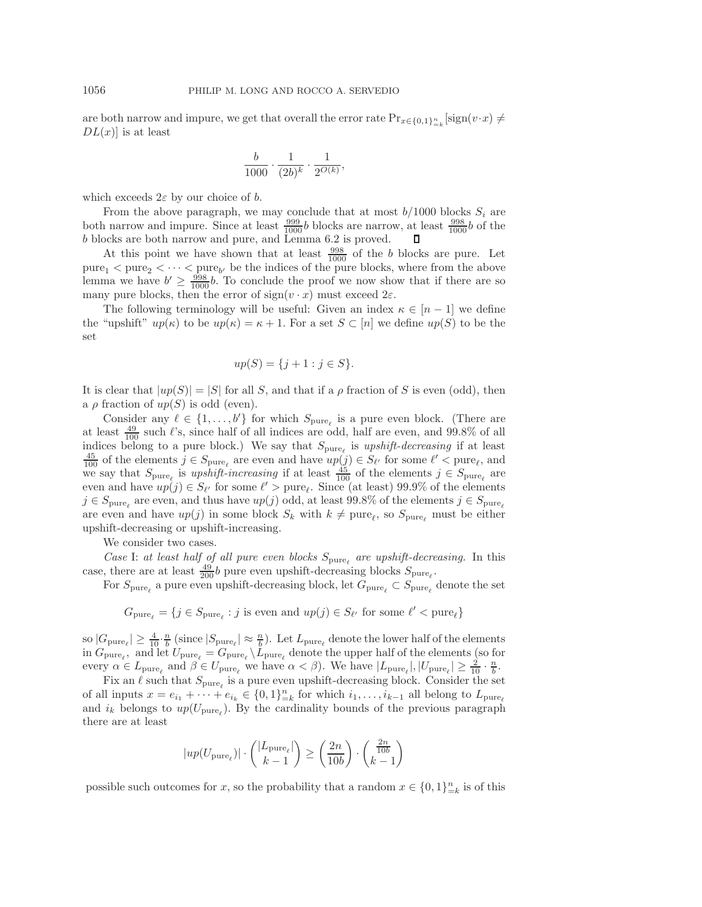are both narrow and impure, we get that overall the error rate $\Pr_{x\in\{0,1\}^n_{=k}}[\text{sign}(v\cdot x) \neq DL(x)]$ is at least

$$\frac{b}{1000} \cdot \frac{1}{(2b)^k} \cdot \frac{1}{2^{O(k)}},$$

which exceeds $2\varepsilon$ by our choice of $b$.

From the above paragraph, we may conclude that at most $b/1000$ blocks $S_i$ are both narrow and impure. Since at least $\frac{999}{1000}b$ blocks are narrow, at least $\frac{998}{1000}b$ of the $b$ blocks are both narrow and pure, and Lemma 6.2 is proved. ∎

At this point we have shown that at least $\frac{998}{1000}$ of the $b$ blocks are pure. Let $\text{pure}_1 < \text{pure}_2 < \cdots < \text{pure}_{b'}$ be the indices of the pure blocks, where from the above lemma we have $b' \geq \frac{998}{1000}b$. To conclude the proof we now show that if there are so many pure blocks, then the error of $\text{sign}(v \cdot x)$ must exceed $2\varepsilon$.

The following terminology will be useful: Given an index $\kappa \in [n-1]$ we define the "upshift" $up(\kappa)$ to be $up(\kappa) = \kappa + 1$. For a set $S \subset [n]$ we define $up(S)$ to be the set

$$up(S) = \{j + 1 : j \in S\}.$$

It is clear that $|up(S)| = |S|$ for all $S$, and that if a $\rho$ fraction of $S$ is even (odd), then a $\rho$ fraction of $up(S)$ is odd (even).

Consider any $\ell \in \{1, \ldots, b'\}$ for which $S_{\text{pure}_\ell}$ is a pure even block. (There are at least $\frac{49}{100}$ such $\ell$'s, since half of all indices are odd, half are even, and 99.8% of all indices belong to a pure block.) We say that $S_{\text{pure}_\ell}$ is *upshift-decreasing* if at least $\frac{45}{100}$ of the elements $j \in S_{\text{pure}_\ell}$ are even and have $up(j) \in S_{\ell'}$ for some $\ell' < \text{pure}_\ell$, and we say that $S_{\text{pure}_\ell}$ is *upshift-increasing* if at least $\frac{45}{100}$ of the elements $j \in S_{\text{pure}_\ell}$ are even and have $up(j) \in S_{\ell'}$ for some $\ell' > \text{pure}_\ell$. Since (at least) 99.9% of the elements $j \in S_{\text{pure}_\ell}$ are even, and thus have $up(j)$ odd, at least 99.8% of the elements $j \in S_{\text{pure}_\ell}$ are even and have $up(j)$ in some block $S_k$ with $k \neq \text{pure}_\ell$, so $S_{\text{pure}_\ell}$ must be either upshift-decreasing or upshift-increasing.

We consider two cases.

*Case* I: *at least half of all pure even blocks $S_{\text{pure}_\ell}$ are upshift-decreasing*. In this case, there are at least $\frac{49}{200}b$ pure even upshift-decreasing blocks $S_{\text{pure}_\ell}$.

For $S_{\text{pure}_\ell}$ a pure even upshift-decreasing block, let $G_{\text{pure}_\ell} \subset S_{\text{pure}_\ell}$ denote the set

$$G_{\text{pure}_\ell} = \{j \in S_{\text{pure}_\ell} : j \text{ is even and } up(j) \in S_{\ell'} \text{ for some } \ell' < \text{pure}_\ell\}$$

so $|G_{\text{pure}_\ell}| \geq \frac{4}{10} \cdot \frac{n}{b}$ (since $|S_{\text{pure}_\ell}| \approx \frac{n}{b}$). Let $L_{\text{pure}_\ell}$ denote the lower half of the elements in $G_{\text{pure}_\ell}$, and let $U_{\text{pure}_\ell} = G_{\text{pure}_\ell} \setminus L_{\text{pure}_\ell}$ denote the upper half of the elements (so for every $\alpha \in L_{\text{pure}_\ell}$ and $\beta \in U_{\text{pure}_\ell}$ we have $\alpha < \beta$). We have $|L_{\text{pure}_\ell}|, |U_{\text{pure}_\ell}| \geq \frac{2}{10} \cdot \frac{n}{b}$.

Fix an $\ell$ such that $S_{\text{pure}_\ell}$ is a pure even upshift-decreasing block. Consider the set of all inputs $x = e_{i_1} + \cdots + e_{i_k} \in \{0,1\}^n_{=k}$ for which $i_1, \ldots, i_{k-1}$ all belong to $L_{\text{pure}_\ell}$ and $i_k$ belongs to $up(U_{\text{pure}_\ell})$. By the cardinality bounds of the previous paragraph there are at least

$$|up(U_{\text{pure}_\ell})| \cdot \binom{|L_{\text{pure}_\ell}|}{k-1} \geq \left(\frac{2n}{10b}\right) \cdot \binom{\frac{2n}{10b}}{k-1}$$

possible such outcomes for $x$, so the probability that a random $x \in \{0,1\}^n_{=k}$ is of this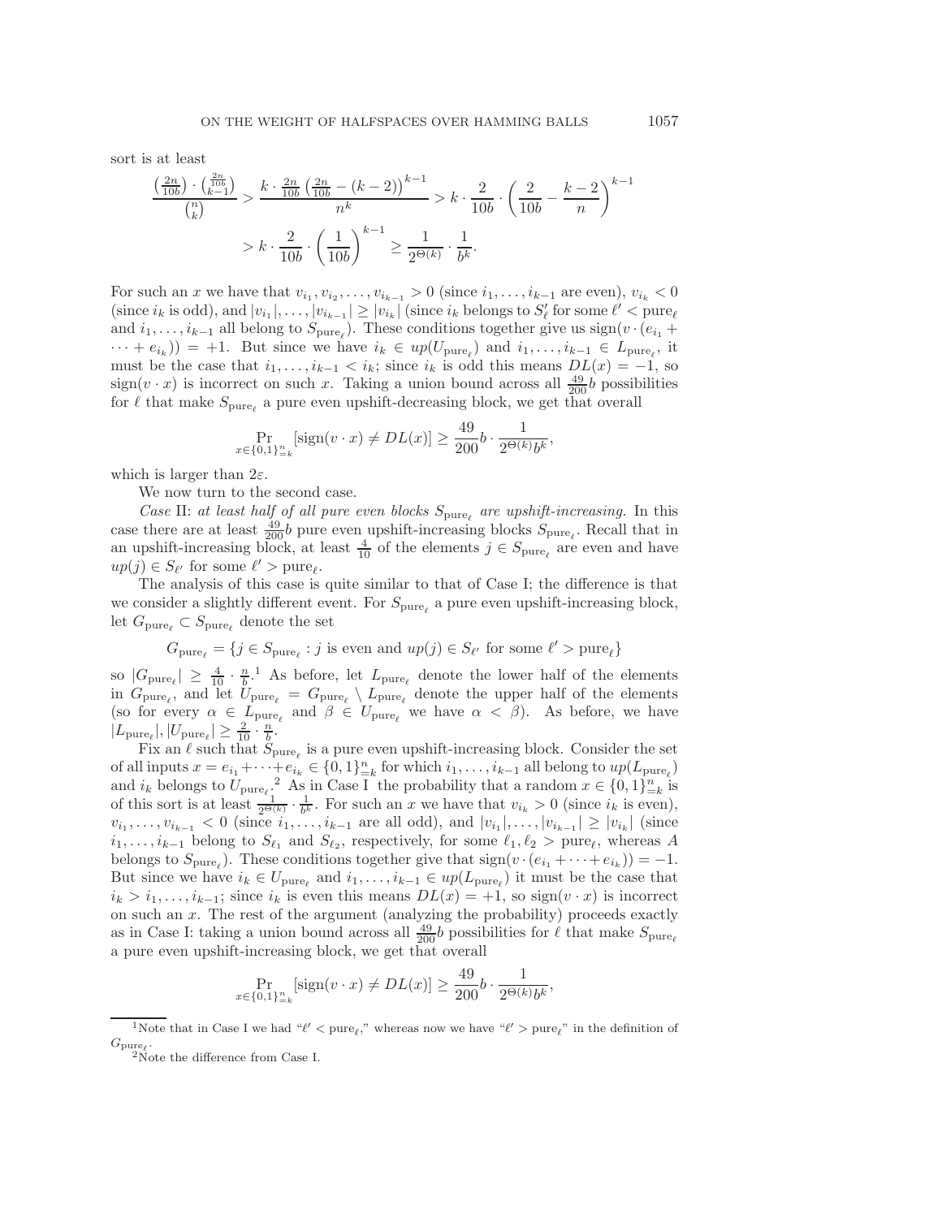sort is at least

$$\frac{\binom{2n}{10b} \cdot \binom{\frac{2n}{10b}}{k-1}}{\binom{n}{k}} > \frac{k \cdot \frac{2n}{10b}\left(\frac{2n}{10b} - (k-2)\right)^{k-1}}{n^k} > k \cdot \frac{2}{10b} \cdot \left(\frac{2}{10b} - \frac{k-2}{n}\right)^{k-1}$$

$$> k \cdot \frac{2}{10b} \cdot \left(\frac{1}{10b}\right)^{k-1} \geq \frac{1}{2^{\Theta(k)}} \cdot \frac{1}{b^k}.$$

For such an $x$ we have that $v_{i_1}, v_{i_2}, \ldots, v_{i_{k-1}} > 0$ (since $i_1, \ldots, i_{k-1}$ are even), $v_{i_k} < 0$ (since $i_k$ is odd), and $|v_{i_1}|, \ldots, |v_{i_{k-1}}| \geq |v_{i_k}|$ (since $i_k$ belongs to $S'_{\ell}$ for some $\ell' < \mathrm{pure}_\ell$ and $i_1, \ldots, i_{k-1}$ all belong to $S_{\mathrm{pure}_\ell}$). These conditions together give us $\mathrm{sign}(v \cdot (e_{i_1} + \cdots + e_{i_k})) = +1$. But since we have $i_k \in up(U_{\mathrm{pure}_\ell})$ and $i_1, \ldots, i_{k-1} \in L_{\mathrm{pure}_\ell}$, it must be the case that $i_1, \ldots, i_{k-1} < i_k$; since $i_k$ is odd this means $DL(x) = -1$, so $\mathrm{sign}(v \cdot x)$ is incorrect on such $x$. Taking a union bound across all $\frac{49}{200}b$ possibilities for $\ell$ that make $S_{\mathrm{pure}_\ell}$ a pure even upshift-decreasing block, we get that overall

$$\Pr_{x \in \{0,1\}^n_{=k}} [\mathrm{sign}(v \cdot x) \neq DL(x)] \geq \frac{49}{200} b \cdot \frac{1}{2^{\Theta(k)} b^k},$$

which is larger than $2\varepsilon$.

We now turn to the second case.

*Case* II: *at least half of all pure even blocks $S_{\mathrm{pure}_\ell}$ are upshift-increasing.* In this case there are at least $\frac{49}{200}b$ pure even upshift-increasing blocks $S_{\mathrm{pure}_\ell}$. Recall that in an upshift-increasing block, at least $\frac{4}{10}$ of the elements $j \in S_{\mathrm{pure}_\ell}$ are even and have $up(j) \in S_{\ell'}$ for some $\ell' > \mathrm{pure}_\ell$.

The analysis of this case is quite similar to that of Case I; the difference is that we consider a slightly different event. For $S_{\mathrm{pure}_\ell}$ a pure even upshift-increasing block, let $G_{\mathrm{pure}_\ell} \subset S_{\mathrm{pure}_\ell}$ denote the set

$$G_{\mathrm{pure}_\ell} = \{j \in S_{\mathrm{pure}_\ell} : j \text{ is even and } up(j) \in S_{\ell'} \text{ for some } \ell' > \mathrm{pure}_\ell\}$$

so $|G_{\mathrm{pure}_\ell}| \geq \frac{4}{10} \cdot \frac{n}{b}$.[1] As before, let $L_{\mathrm{pure}_\ell}$ denote the lower half of the elements in $G_{\mathrm{pure}_\ell}$, and let $U_{\mathrm{pure}_\ell} = G_{\mathrm{pure}_\ell} \setminus L_{\mathrm{pure}_\ell}$ denote the upper half of the elements (so for every $\alpha \in L_{\mathrm{pure}_\ell}$ and $\beta \in U_{\mathrm{pure}_\ell}$ we have $\alpha < \beta$). As before, we have $|L_{\mathrm{pure}_\ell}|, |U_{\mathrm{pure}_\ell}| \geq \frac{2}{10} \cdot \frac{n}{b}$.

Fix an $\ell$ such that $S_{\mathrm{pure}_\ell}$ is a pure even upshift-increasing block. Consider the set of all inputs $x = e_{i_1} + \cdots + e_{i_k} \in \{0,1\}^n_{=k}$ for which $i_1, \ldots, i_{k-1}$ all belong to $up(L_{\mathrm{pure}_\ell})$ and $i_k$ belongs to $U_{\mathrm{pure}_\ell}$.[2] As in Case I the probability that a random $x \in \{0,1\}^n_{=k}$ is of this sort is at least $\frac{1}{2^{\Theta(k)}} \cdot \frac{1}{b^k}$. For such an $x$ we have that $v_{i_k} > 0$ (since $i_k$ is even), $v_{i_1}, \ldots, v_{i_{k-1}} < 0$ (since $i_1, \ldots, i_{k-1}$ are all odd), and $|v_{i_1}|, \ldots, |v_{i_{k-1}}| \geq |v_{i_k}|$ (since $i_1, \ldots, i_{k-1}$ belong to $S_{\ell_1}$ and $S_{\ell_2}$, respectively, for some $\ell_1, \ell_2 > \mathrm{pure}_\ell$, whereas $A$ belongs to $S_{\mathrm{pure}_\ell}$). These conditions together give that $\mathrm{sign}(v \cdot (e_{i_1} + \cdots + e_{i_k})) = -1$. But since we have $i_k \in U_{\mathrm{pure}_\ell}$ and $i_1, \ldots, i_{k-1} \in up(L_{\mathrm{pure}_\ell})$ it must be the case that $i_k > i_1, \ldots, i_{k-1}$; since $i_k$ is even this means $DL(x) = +1$, so $\mathrm{sign}(v \cdot x)$ is incorrect on such an $x$. The rest of the argument (analyzing the probability) proceeds exactly as in Case I: taking a union bound across all $\frac{49}{200}b$ possibilities for $\ell$ that make $S_{\mathrm{pure}_\ell}$ a pure even upshift-increasing block, we get that overall

$$\Pr_{x \in \{0,1\}^n_{=k}} [\mathrm{sign}(v \cdot x) \neq DL(x)] \geq \frac{49}{200} b \cdot \frac{1}{2^{\Theta(k)} b^k},$$

---

[1] Note that in Case I we had "$\ell' < \mathrm{pure}_\ell$," whereas now we have "$\ell' > \mathrm{pure}_\ell$" in the definition of $G_{\mathrm{pure}_\ell}$.

[2] Note the difference from Case I.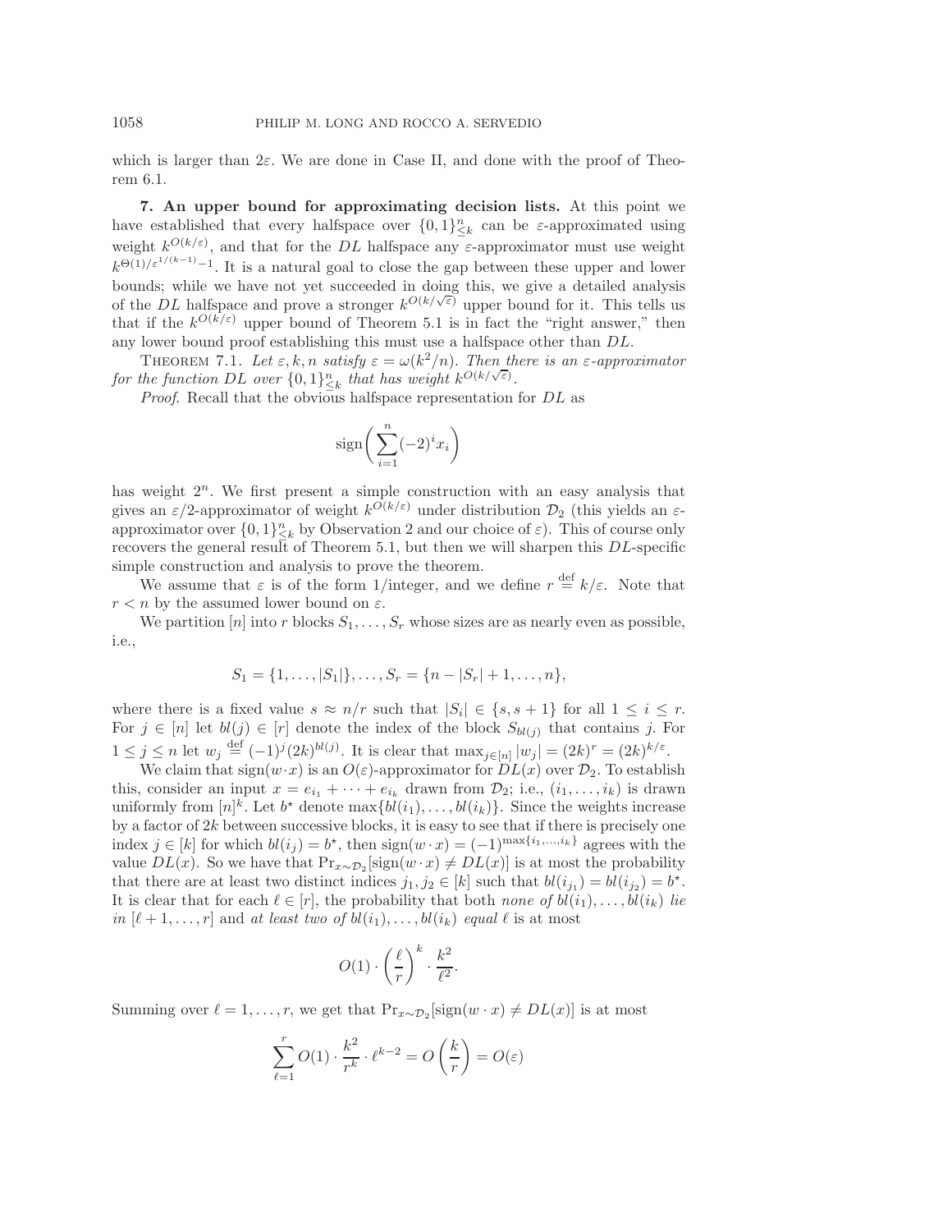which is larger than $2\varepsilon$. We are done in Case II, and done with the proof of Theorem 6.1.

## 7. An upper bound for approximating decision lists.

At this point we have established that every halfspace over $\{0,1\}^n_{\leq k}$ can be $\varepsilon$-approximated using weight $k^{O(k/\varepsilon)}$, and that for the $DL$ halfspace any $\varepsilon$-approximator must use weight $k^{\Theta(1)/\varepsilon^{1/(k-1)}-1}$. It is a natural goal to close the gap between these upper and lower bounds; while we have not yet succeeded in doing this, we give a detailed analysis of the $DL$ halfspace and prove a stronger $k^{O(k/\sqrt{\varepsilon})}$ upper bound for it. This tells us that if the $k^{O(k/\varepsilon)}$ upper bound of Theorem 5.1 is in fact the "right answer," then any lower bound proof establishing this must use a halfspace other than $DL$.

THEOREM 7.1. *Let $\varepsilon, k, n$ satisfy $\varepsilon = \omega(k^2/n)$. Then there is an $\varepsilon$-approximator for the function $DL$ over $\{0,1\}^n_{\leq k}$ that has weight $k^{O(k/\sqrt{\varepsilon})}$.*

*Proof*. Recall that the obvious halfspace representation for $DL$ as

$$\mathrm{sign}\left(\sum_{i=1}^{n}(-2)^i x_i\right)$$

has weight $2^n$. We first present a simple construction with an easy analysis that gives an $\varepsilon/2$-approximator of weight $k^{O(k/\varepsilon)}$ under distribution $\mathcal{D}_2$ (this yields an $\varepsilon$-approximator over $\{0,1\}^n_{\leq k}$ by Observation 2 and our choice of $\varepsilon$). This of course only recovers the general result of Theorem 5.1, but then we will sharpen this $DL$-specific simple construction and analysis to prove the theorem.

We assume that $\varepsilon$ is of the form 1/integer, and we define $r \stackrel{\text{def}}{=} k/\varepsilon$. Note that $r < n$ by the assumed lower bound on $\varepsilon$.

We partition $[n]$ into $r$ blocks $S_1, \ldots, S_r$ whose sizes are as nearly even as possible, i.e.,

$$S_1 = \{1, \ldots, |S_1|\}, \ldots, S_r = \{n - |S_r| + 1, \ldots, n\},$$

where there is a fixed value $s \approx n/r$ such that $|S_i| \in \{s, s+1\}$ for all $1 \leq i \leq r$. For $j \in [n]$ let $bl(j) \in [r]$ denote the index of the block $S_{bl(j)}$ that contains $j$. For $1 \leq j \leq n$ let $w_j \stackrel{\text{def}}{=} (-1)^j (2k)^{bl(j)}$. It is clear that $\max_{j \in [n]} |w_j| = (2k)^r = (2k)^{k/\varepsilon}$.

We claim that $\mathrm{sign}(w \cdot x)$ is an $O(\varepsilon)$-approximator for $DL(x)$ over $\mathcal{D}_2$. To establish this, consider an input $x = e_{i_1} + \cdots + e_{i_k}$ drawn from $\mathcal{D}_2$; i.e., $(i_1, \ldots, i_k)$ is drawn uniformly from $[n]^k$. Let $b^\star$ denote $\max\{bl(i_1), \ldots, bl(i_k)\}$. Since the weights increase by a factor of $2k$ between successive blocks, it is easy to see that if there is precisely one index $j \in [k]$ for which $bl(i_j) = b^\star$, then $\mathrm{sign}(w \cdot x) = (-1)^{\max\{i_1, \ldots, i_k\}}$ agrees with the value $DL(x)$. So we have that $\Pr_{x \sim \mathcal{D}_2}[\mathrm{sign}(w \cdot x) \neq DL(x)]$ is at most the probability that there are at least two distinct indices $j_1, j_2 \in [k]$ such that $bl(i_{j_1}) = bl(i_{j_2}) = b^\star$. It is clear that for each $\ell \in [r]$, the probability that both *none of $bl(i_1), \ldots, bl(i_k)$ lie in $[\ell+1, \ldots, r]$* and *at least two of $bl(i_1), \ldots, bl(i_k)$ equal $\ell$* is at most

$$O(1) \cdot \left(\frac{\ell}{r}\right)^k \cdot \frac{k^2}{\ell^2}.$$

Summing over $\ell = 1, \ldots, r$, we get that $\Pr_{x \sim \mathcal{D}_2}[\mathrm{sign}(w \cdot x) \neq DL(x)]$ is at most

$$\sum_{\ell=1}^{r} O(1) \cdot \frac{k^2}{r^k} \cdot \ell^{k-2} = O\left(\frac{k}{r}\right) = O(\varepsilon)$$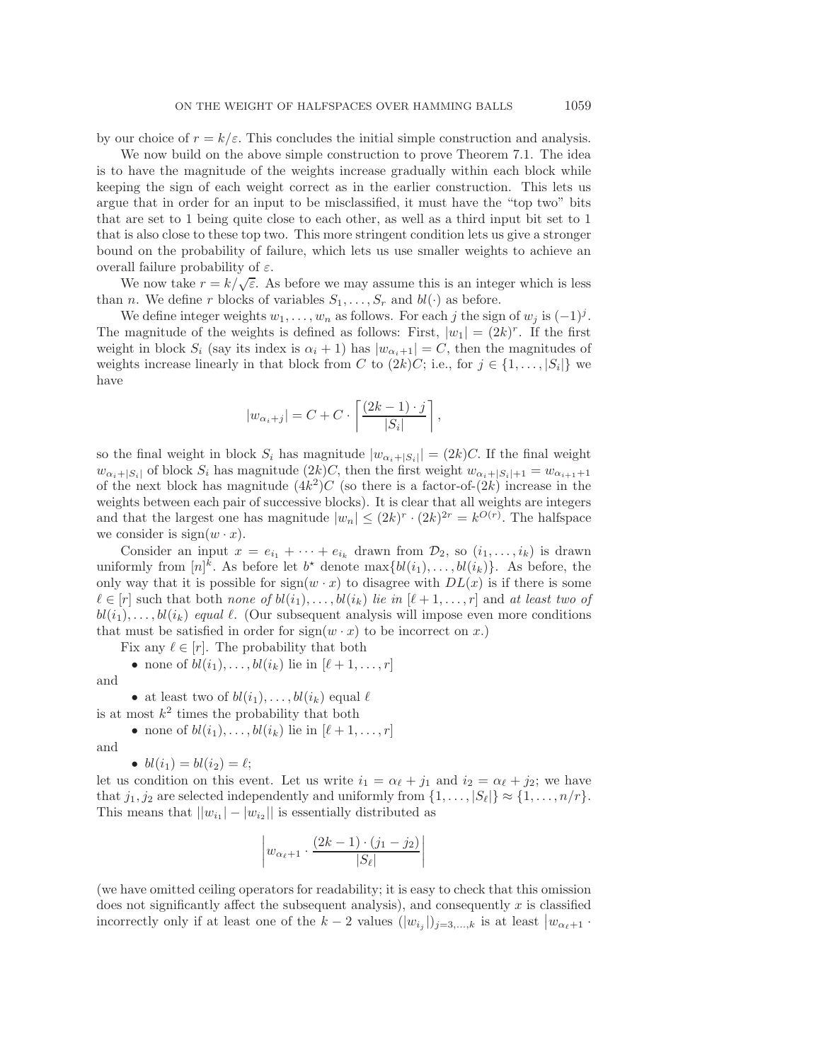by our choice of $r = k/\varepsilon$. This concludes the initial simple construction and analysis.

We now build on the above simple construction to prove Theorem 7.1. The idea is to have the magnitude of the weights increase gradually within each block while keeping the sign of each weight correct as in the earlier construction. This lets us argue that in order for an input to be misclassified, it must have the "top two" bits that are set to 1 being quite close to each other, as well as a third input bit set to 1 that is also close to these top two. This more stringent condition lets us give a stronger bound on the probability of failure, which lets us use smaller weights to achieve an overall failure probability of $\varepsilon$.

We now take $r = k/\sqrt{\varepsilon}$. As before we may assume this is an integer which is less than $n$. We define $r$ blocks of variables $S_1, \ldots, S_r$ and $bl(\cdot)$ as before.

We define integer weights $w_1, \ldots, w_n$ as follows. For each $j$ the sign of $w_j$ is $(-1)^j$. The magnitude of the weights is defined as follows: First, $|w_1| = (2k)^r$. If the first weight in block $S_i$ (say its index is $\alpha_i + 1$) has $|w_{\alpha_i+1}| = C$, then the magnitudes of weights increase linearly in that block from $C$ to $(2k)C$; i.e., for $j \in \{1, \ldots, |S_i|\}$ we have

$$|w_{\alpha_i+j}| = C + C \cdot \left\lceil \frac{(2k-1) \cdot j}{|S_i|} \right\rceil,$$

so the final weight in block $S_i$ has magnitude $|w_{\alpha_i+|S_i|}| = (2k)C$. If the final weight $w_{\alpha_i+|S_i|}$ of block $S_i$ has magnitude $(2k)C$, then the first weight $w_{\alpha_i+|S_i|+1} = w_{\alpha_{i+1}+1}$ of the next block has magnitude $(4k^2)C$ (so there is a factor-of-$(2k)$ increase in the weights between each pair of successive blocks). It is clear that all weights are integers and that the largest one has magnitude $|w_n| \leq (2k)^r \cdot (2k)^{2r} = k^{O(r)}$. The halfspace we consider is $\text{sign}(w \cdot x)$.

Consider an input $x = e_{i_1} + \cdots + e_{i_k}$ drawn from $\mathcal{D}_2$, so $(i_1, \ldots, i_k)$ is drawn uniformly from $[n]^k$. As before let $b^\star$ denote $\max\{bl(i_1), \ldots, bl(i_k)\}$. As before, the only way that it is possible for $\text{sign}(w \cdot x)$ to disagree with $DL(x)$ is if there is some $\ell \in [r]$ such that both *none of* $bl(i_1), \ldots, bl(i_k)$ *lie in* $[\ell+1, \ldots, r]$ and *at least two of* $bl(i_1), \ldots, bl(i_k)$ *equal* $\ell$. (Our subsequent analysis will impose even more conditions that must be satisfied in order for $\text{sign}(w \cdot x)$ to be incorrect on $x$.)

Fix any $\ell \in [r]$. The probability that both

- none of $bl(i_1), \ldots, bl(i_k)$ lie in $[\ell+1, \ldots, r]$

and

- at least two of $bl(i_1), \ldots, bl(i_k)$ equal $\ell$

is at most $k^2$ times the probability that both

- none of $bl(i_1), \ldots, bl(i_k)$ lie in $[\ell+1, \ldots, r]$

and

- $bl(i_1) = bl(i_2) = \ell$;

let us condition on this event. Let us write $i_1 = \alpha_\ell + j_1$ and $i_2 = \alpha_\ell + j_2$; we have that $j_1, j_2$ are selected independently and uniformly from $\{1, \ldots, |S_\ell|\} \approx \{1, \ldots, n/r\}$. This means that $||w_{i_1}| - |w_{i_2}||$ is essentially distributed as

$$\left| w_{\alpha_\ell+1} \cdot \frac{(2k-1) \cdot (j_1 - j_2)}{|S_\ell|} \right|$$

(we have omitted ceiling operators for readability; it is easy to check that this omission does not significantly affect the subsequent analysis), and consequently $x$ is classified incorrectly only if at least one of the $k-2$ values $(|w_{i_j}|)_{j=3,\ldots,k}$ is at least $\big| w_{\alpha_\ell+1} \cdot$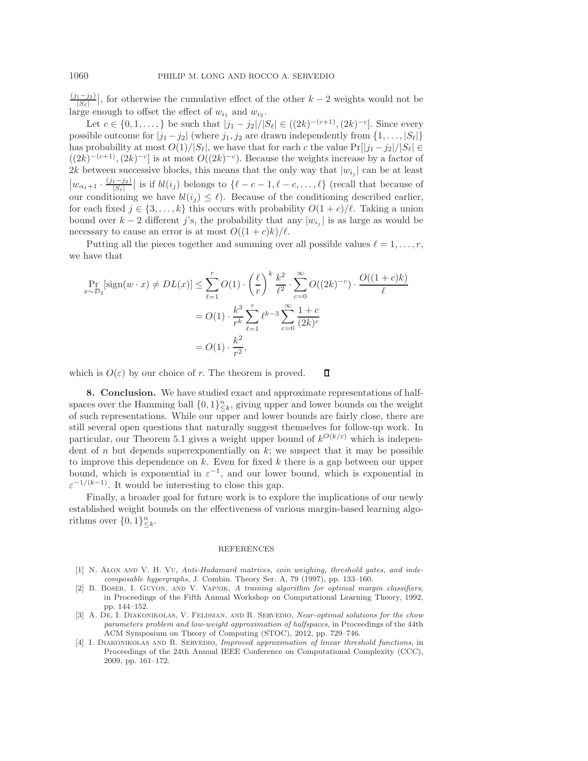$\frac{(j_1-j_2)}{|S_\ell|}|$, for otherwise the cumulative effect of the other $k-2$ weights would not be large enough to offset the effect of $w_{i_1}$ and $w_{i_2}$.

Let $c \in \{0,1,\ldots,\}$ be such that $|j_1 - j_2|/|S_\ell| \in ((2k)^{-(c+1)}, (2k)^{-c}]$. Since every possible outcome for $|j_1 - j_2|$ (where $j_1, j_2$ are drawn independently from $\{1,\ldots,|S_\ell|\}$ has probability at most $O(1)/|S_\ell|$, we have that for each $c$ the value $\Pr[|j_1-j_2|/|S_\ell| \in ((2k)^{-(c+1)}, (2k)^{-c}]$ is at most $O((2k)^{-c})$. Because the weights increase by a factor of $2k$ between successive blocks, this means that the only way that $|w_{i_j}|$ can be at least $\left|w_{\alpha_\ell+1} \cdot \frac{(j_1-j_2)}{|S_\ell|}\right|$ is if $bl(i_j)$ belongs to $\{\ell-c-1, \ell-c, \ldots, \ell\}$ (recall that because of our conditioning we have $bl(i_j) \le \ell$). Because of the conditioning described earlier, for each fixed $j \in \{3,\ldots,k\}$ this occurs with probability $O(1+c)/\ell$. Taking a union bound over $k-2$ different $j$'s, the probability that any $|w_{i_j}|$ is as large as would be necessary to cause an error is at most $O((1+c)k)/\ell$.

Putting all the pieces together and summing over all possible values $\ell = 1,\ldots,r$, we have that

$$
\begin{aligned}
\Pr_{x\sim\mathcal{D}_2}[\mathrm{sign}(w\cdot x) \ne DL(x)] &\le \sum_{\ell=1}^{r} O(1)\cdot\left(\frac{\ell}{r}\right)^k \frac{k^2}{\ell^2}\cdot\sum_{c=0}^{\infty} O((2k)^{-c})\cdot\frac{O((1+c)k)}{\ell} \\
&= O(1)\cdot\frac{k^3}{r^k}\sum_{\ell=1}^{r}\ell^{k-3}\sum_{c=0}^{\infty}\frac{1+c}{(2k)^c} \\
&= O(1)\cdot\frac{k^2}{r^2},
\end{aligned}
$$

which is $O(\varepsilon)$ by our choice of $r$. The theorem is proved. ∎

## 8. Conclusion.

We have studied exact and approximate representations of halfspaces over the Hamming ball $\{0,1\}^n_{\le k}$, giving upper and lower bounds on the weight of such representations. While our upper and lower bounds are fairly close, there are still several open questions that naturally suggest themselves for follow-up work. In particular, our Theorem 5.1 gives a weight upper bound of $k^{O(k/\varepsilon)}$ which is independent of $n$ but depends superexponentially on $k$; we suspect that it may be possible to improve this dependence on $k$. Even for fixed $k$ there is a gap between our upper bound, which is exponential in $\varepsilon^{-1}$, and our lower bound, which is exponential in $\varepsilon^{-1/(k-1)}$. It would be interesting to close this gap.

Finally, a broader goal for future work is to explore the implications of our newly established weight bounds on the effectiveness of various margin-based learning algorithms over $\{0,1\}^n_{\le k}$.

## REFERENCES

[1] N. Alon and V. H. Vu, *Anti-Hadamard matrices, coin weighing, threshold gates, and indecomposable hypergraphs*, J. Combin. Theory Ser. A, 79 (1997), pp. 133–160.

[2] B. Boser, I. Guyon, and V. Vapnik, *A training algorithm for optimal margin classifiers*, in Proceedings of the Fifth Annual Workshop on Computational Learning Theory, 1992, pp. 144–152.

[3] A. De, I. Diakonikolas, V. Feldman, and R. Servedio, *Near-optimal solutions for the chow parameters problem and low-weight approximation of halfspaces*, in Proceedings of the 44th ACM Symposium on Theory of Computing (STOC), 2012, pp. 729–746.

[4] I. Diakonikolas and R. Servedio, *Improved approximation of linear threshold functions*, in Proceedings of the 24th Annual IEEE Conference on Computational Complexity (CCC), 2009, pp. 161–172.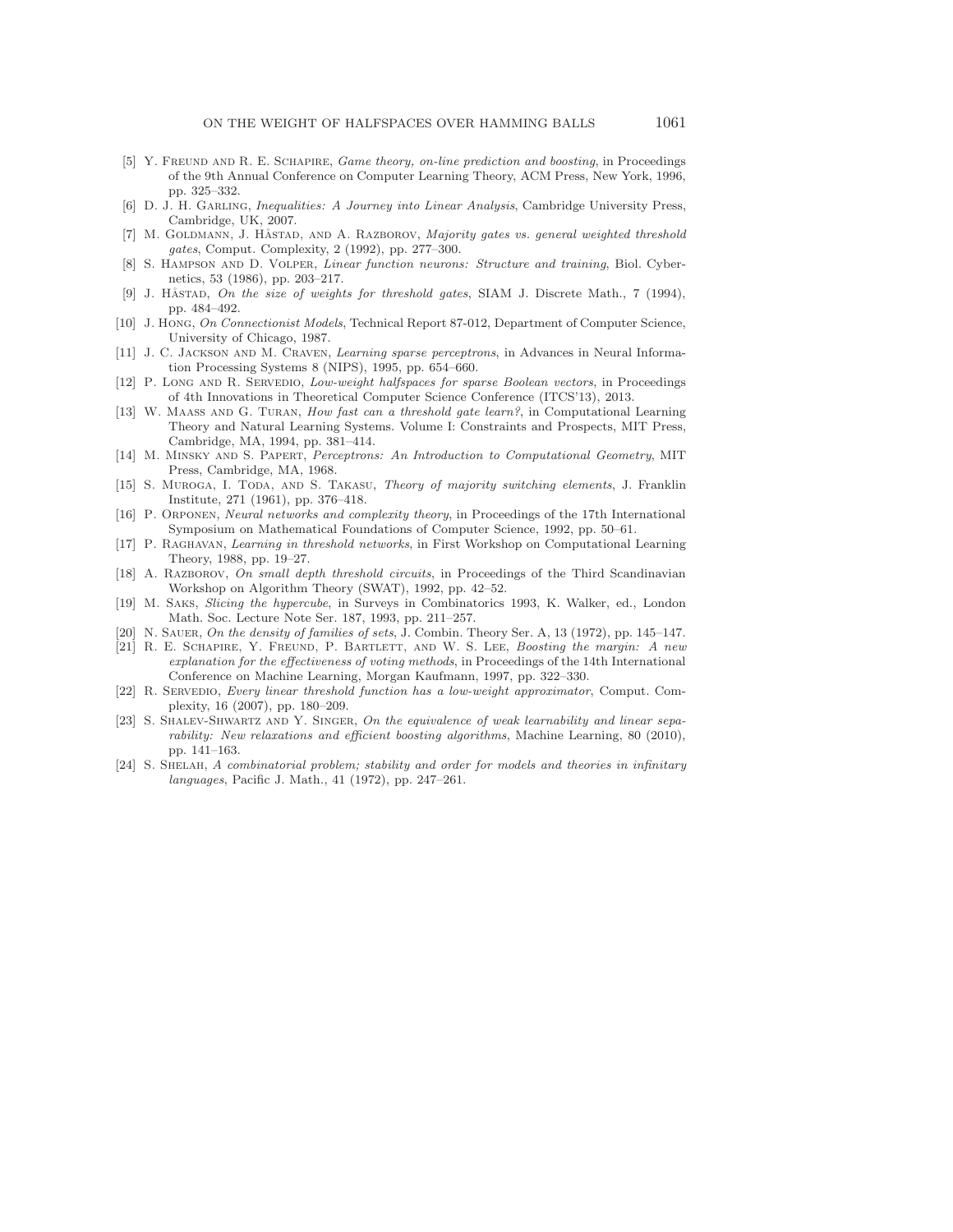[5] Y. Freund and R. E. Schapire, *Game theory, on-line prediction and boosting*, in Proceedings of the 9th Annual Conference on Computer Learning Theory, ACM Press, New York, 1996, pp. 325–332.

[6] D. J. H. Garling, *Inequalities: A Journey into Linear Analysis*, Cambridge University Press, Cambridge, UK, 2007.

[7] M. Goldmann, J. Håstad, and A. Razborov, *Majority gates vs. general weighted threshold gates*, Comput. Complexity, 2 (1992), pp. 277–300.

[8] S. Hampson and D. Volper, *Linear function neurons: Structure and training*, Biol. Cybernetics, 53 (1986), pp. 203–217.

[9] J. Håstad, *On the size of weights for threshold gates*, SIAM J. Discrete Math., 7 (1994), pp. 484–492.

[10] J. Hong, *On Connectionist Models*, Technical Report 87-012, Department of Computer Science, University of Chicago, 1987.

[11] J. C. Jackson and M. Craven, *Learning sparse perceptrons*, in Advances in Neural Information Processing Systems 8 (NIPS), 1995, pp. 654–660.

[12] P. Long and R. Servedio, *Low-weight halfspaces for sparse Boolean vectors*, in Proceedings of 4th Innovations in Theoretical Computer Science Conference (ITCS'13), 2013.

[13] W. Maass and G. Turan, *How fast can a threshold gate learn?*, in Computational Learning Theory and Natural Learning Systems. Volume I: Constraints and Prospects, MIT Press, Cambridge, MA, 1994, pp. 381–414.

[14] M. Minsky and S. Papert, *Perceptrons: An Introduction to Computational Geometry*, MIT Press, Cambridge, MA, 1968.

[15] S. Muroga, I. Toda, and S. Takasu, *Theory of majority switching elements*, J. Franklin Institute, 271 (1961), pp. 376–418.

[16] P. Orponen, *Neural networks and complexity theory*, in Proceedings of the 17th International Symposium on Mathematical Foundations of Computer Science, 1992, pp. 50–61.

[17] P. Raghavan, *Learning in threshold networks*, in First Workshop on Computational Learning Theory, 1988, pp. 19–27.

[18] A. Razborov, *On small depth threshold circuits*, in Proceedings of the Third Scandinavian Workshop on Algorithm Theory (SWAT), 1992, pp. 42–52.

[19] M. Saks, *Slicing the hypercube*, in Surveys in Combinatorics 1993, K. Walker, ed., London Math. Soc. Lecture Note Ser. 187, 1993, pp. 211–257.

[20] N. Sauer, *On the density of families of sets*, J. Combin. Theory Ser. A, 13 (1972), pp. 145–147.

[21] R. E. Schapire, Y. Freund, P. Bartlett, and W. S. Lee, *Boosting the margin: A new explanation for the effectiveness of voting methods*, in Proceedings of the 14th International Conference on Machine Learning, Morgan Kaufmann, 1997, pp. 322–330.

[22] R. Servedio, *Every linear threshold function has a low-weight approximator*, Comput. Complexity, 16 (2007), pp. 180–209.

[23] S. Shalev-Shwartz and Y. Singer, *On the equivalence of weak learnability and linear separability: New relaxations and efficient boosting algorithms*, Machine Learning, 80 (2010), pp. 141–163.

[24] S. Shelah, *A combinatorial problem; stability and order for models and theories in infinitary languages*, Pacific J. Math., 41 (1972), pp. 247–261.